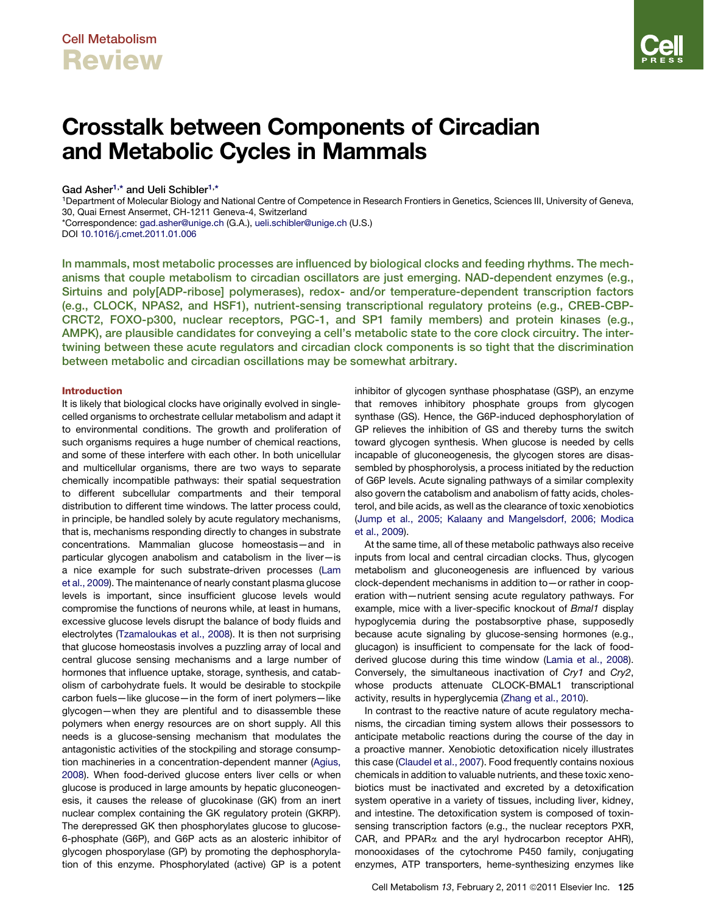# Crosstalk between Components of Circadian and Metabolic Cycles in Mammals

Gad Asher[1,*] and Ueli Schibler[1,*]

[1]Department of Molecular Biology and National Centre of Competence in Research Frontiers in Genetics, Sciences III, University of Geneva, 30, Quai Ernest Ansermet, CH-1211 Geneva-4, Switzerland

*Correspondence: gad.asher@unige.ch (G.A.), ueli.schibler@unige.ch (U.S.)

DOI 10.1016/j.cmet.2011.01.006

**In mammals, most metabolic processes are influenced by biological clocks and feeding rhythms. The mechanisms that couple metabolism to circadian oscillators are just emerging. NAD-dependent enzymes (e.g., Sirtuins and poly[ADP-ribose] polymerases), redox- and/or temperature-dependent transcription factors (e.g., CLOCK, NPAS2, and HSF1), nutrient-sensing transcriptional regulatory proteins (e.g., CREB-CBP-CRCT2, FOXO-p300, nuclear receptors, PGC-1, and SP1 family members) and protein kinases (e.g., AMPK), are plausible candidates for conveying a cell's metabolic state to the core clock circuitry. The intertwining between these acute regulators and circadian clock components is so tight that the discrimination between metabolic and circadian oscillations may be somewhat arbitrary.**

## Introduction

It is likely that biological clocks have originally evolved in single-celled organisms to orchestrate cellular metabolism and adapt it to environmental conditions. The growth and proliferation of such organisms requires a huge number of chemical reactions, and some of these interfere with each other. In both unicellular and multicellular organisms, there are two ways to separate chemically incompatible pathways: their spatial sequestration to different subcellular compartments and their temporal distribution to different time windows. The latter process could, in principle, be handled solely by acute regulatory mechanisms, that is, mechanisms responding directly to changes in substrate concentrations. Mammalian glucose homeostasis—and in particular glycogen anabolism and catabolism in the liver—is a nice example for such substrate-driven processes (Lam et al., 2009). The maintenance of nearly constant plasma glucose levels is important, since insufficient glucose levels would compromise the functions of neurons while, at least in humans, excessive glucose levels disrupt the balance of body fluids and electrolytes (Tzamaloukas et al., 2008). It is then not surprising that glucose homeostasis involves a puzzling array of local and central glucose sensing mechanisms and a large number of hormones that influence uptake, storage, synthesis, and catabolism of carbohydrate fuels. It would be desirable to stockpile carbon fuels—like glucose—in the form of inert polymers—like glycogen—when they are plentiful and to disassemble these polymers when energy resources are on short supply. All this needs is a glucose-sensing mechanism that modulates the antagonistic activities of the stockpiling and storage consumption machineries in a concentration-dependent manner (Agius, 2008). When food-derived glucose enters liver cells or when glucose is produced in large amounts by hepatic gluconeogenesis, it causes the release of glucokinase (GK) from an inert nuclear complex containing the GK regulatory protein (GKRP). The derepressed GK then phosphorylates glucose to glucose-6-phosphate (G6P), and G6P acts as an alosteric inhibitor of glycogen phosporylase (GP) by promoting the dephosphorylation of this enzyme. Phosphorylated (active) GP is a potent inhibitor of glycogen synthase phosphatase (GSP), an enzyme that removes inhibitory phosphate groups from glycogen synthase (GS). Hence, the G6P-induced dephosphorylation of GP relieves the inhibition of GS and thereby turns the switch toward glycogen synthesis. When glucose is needed by cells incapable of gluconeogenesis, the glycogen stores are disassembled by phosphorolysis, a process initiated by the reduction of G6P levels. Acute signaling pathways of a similar complexity also govern the catabolism and anabolism of fatty acids, cholesterol, and bile acids, as well as the clearance of toxic xenobiotics (Jump et al., 2005; Kalaany and Mangelsdorf, 2006; Modica et al., 2009).

At the same time, all of these metabolic pathways also receive inputs from local and central circadian clocks. Thus, glycogen metabolism and gluconeogenesis are influenced by various clock-dependent mechanisms in addition to—or rather in cooperation with—nutrient sensing acute regulatory pathways. For example, mice with a liver-specific knockout of *Bmal1* display hypoglycemia during the postabsorptive phase, supposedly because acute signaling by glucose-sensing hormones (e.g., glucagon) is insufficient to compensate for the lack of food-derived glucose during this time window (Lamia et al., 2008). Conversely, the simultaneous inactivation of *Cry1* and *Cry2*, whose products attenuate CLOCK-BMAL1 transcriptional activity, results in hyperglycemia (Zhang et al., 2010).

In contrast to the reactive nature of acute regulatory mechanisms, the circadian timing system allows their possessors to anticipate metabolic reactions during the course of the day in a proactive manner. Xenobiotic detoxification nicely illustrates this case (Claudel et al., 2007). Food frequently contains noxious chemicals in addition to valuable nutrients, and these toxic xenobiotics must be inactivated and excreted by a detoxification system operative in a variety of tissues, including liver, kidney, and intestine. The detoxification system is composed of toxin-sensing transcription factors (e.g., the nuclear receptors PXR, CAR, and PPARα and the aryl hydrocarbon receptor AHR), monooxidases of the cytochrome P450 family, conjugating enzymes, ATP transporters, heme-synthesizing enzymes like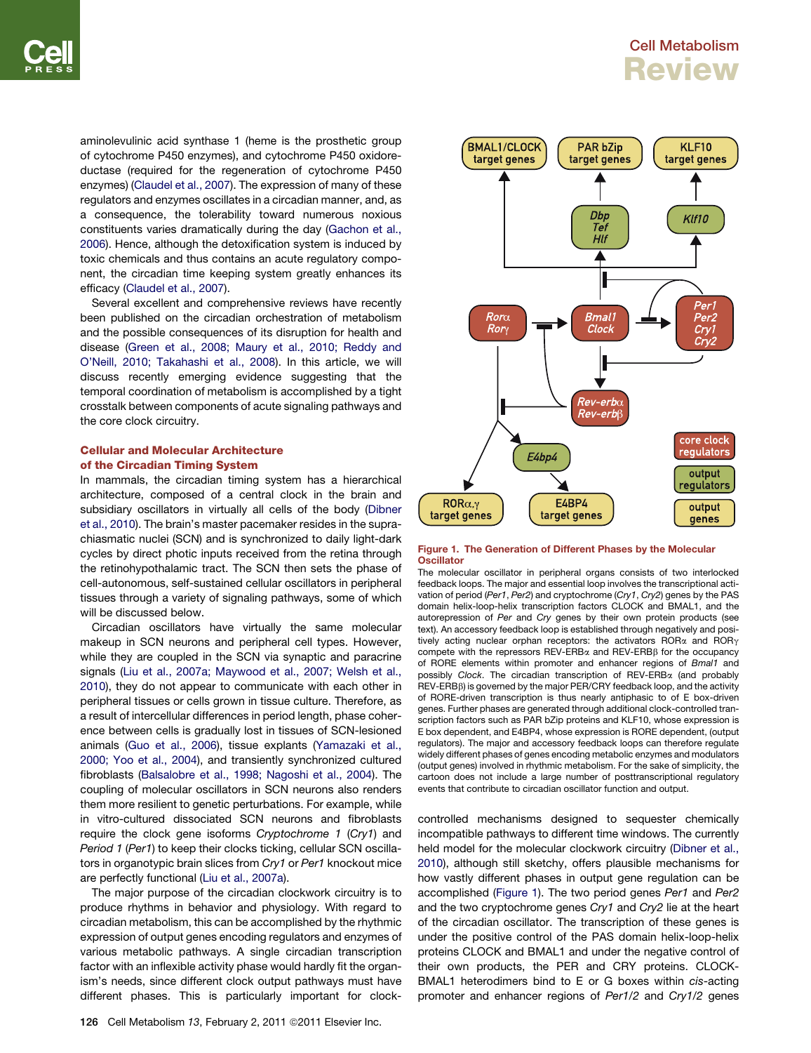aminolevulinic acid synthase 1 (heme is the prosthetic group of cytochrome P450 enzymes), and cytochrome P450 oxidoreductase (required for the regeneration of cytochrome P450 enzymes) (Claudel et al., 2007). The expression of many of these regulators and enzymes oscillates in a circadian manner, and, as a consequence, the tolerability toward numerous noxious constituents varies dramatically during the day (Gachon et al., 2006). Hence, although the detoxification system is induced by toxic chemicals and thus contains an acute regulatory component, the circadian time keeping system greatly enhances its efficacy (Claudel et al., 2007).

Several excellent and comprehensive reviews have recently been published on the circadian orchestration of metabolism and the possible consequences of its disruption for health and disease (Green et al., 2008; Maury et al., 2010; Reddy and O'Neill, 2010; Takahashi et al., 2008). In this article, we will discuss recently emerging evidence suggesting that the temporal coordination of metabolism is accomplished by a tight crosstalk between components of acute signaling pathways and the core clock circuitry.

## Cellular and Molecular Architecture of the Circadian Timing System

In mammals, the circadian timing system has a hierarchical architecture, composed of a central clock in the brain and subsidiary oscillators in virtually all cells of the body (Dibner et al., 2010). The brain's master pacemaker resides in the suprachiasmatic nuclei (SCN) and is synchronized to daily light-dark cycles by direct photic inputs received from the retina through the retinohypothalamic tract. The SCN then sets the phase of cell-autonomous, self-sustained cellular oscillators in peripheral tissues through a variety of signaling pathways, some of which will be discussed below.

Circadian oscillators have virtually the same molecular makeup in SCN neurons and peripheral cell types. However, while they are coupled in the SCN via synaptic and paracrine signals (Liu et al., 2007a; Maywood et al., 2007; Welsh et al., 2010), they do not appear to communicate with each other in peripheral tissues or cells grown in tissue culture. Therefore, as a result of intercellular differences in period length, phase coherence between cells is gradually lost in tissues of SCN-lesioned animals (Guo et al., 2006), tissue explants (Yamazaki et al., 2000; Yoo et al., 2004), and transiently synchronized cultured fibroblasts (Balsalobre et al., 1998; Nagoshi et al., 2004). The coupling of molecular oscillators in SCN neurons also renders them more resilient to genetic perturbations. For example, while in vitro-cultured dissociated SCN neurons and fibroblasts require the clock gene isoforms *Cryptochrome 1* (*Cry1*) and *Period 1* (*Per1*) to keep their clocks ticking, cellular SCN oscillators in organotypic brain slices from *Cry1* or *Per1* knockout mice are perfectly functional (Liu et al., 2007a).

The major purpose of the circadian clockwork circuitry is to produce rhythms in behavior and physiology. With regard to circadian metabolism, this can be accomplished by the rhythmic expression of output genes encoding regulators and enzymes of various metabolic pathways. A single circadian transcription factor with an inflexible activity phase would hardly fit the organism's needs, since different clock output pathways must have different phases. This is particularly important for clock-controlled mechanisms designed to sequester chemically incompatible pathways to different time windows. The currently held model for the molecular clockwork circuitry (Dibner et al., 2010), although still sketchy, offers plausible mechanisms for how vastly different phases in output gene regulation can be accomplished (Figure 1). The two period genes *Per1* and *Per2* and the two cryptochrome genes *Cry1* and *Cry2* lie at the heart of the circadian oscillator. The transcription of these genes is under the positive control of the PAS domain helix-loop-helix proteins CLOCK and BMAL1 and under the negative control of their own products, the PER and CRY proteins. CLOCK-BMAL1 heterodimers bind to E or G boxes within *cis*-acting promoter and enhancer regions of *Per1/2* and *Cry1/2* genes

BMAL1/CLOCK target genes
PAR bZip target genes
KLF10 target genes
Dbp
Tef
Hlf
Klf10
Rorα
Rorγ
Bmal1
Clock
Per1
Per2
Cry1
Cry2
Rev-erbα
Rev-erbβ
E4bp4
RORα,γ target genes
E4BP4 target genes
core clock regulators
output regulators
output genes

**Figure 1. The Generation of Different Phases by the Molecular Oscillator**

The molecular oscillator in peripheral organs consists of two interlocked feedback loops. The major and essential loop involves the transcriptional activation of period (*Per1*, *Per2*) and cryptochrome (*Cry1*, *Cry2*) genes by the PAS domain helix-loop-helix transcription factors CLOCK and BMAL1, and the autorepression of *Per* and *Cry* genes by their own protein products (see text). An accessory feedback loop is established through negatively and positively acting nuclear orphan receptors: the activators RORα and RORγ compete with the repressors REV-ERBα and REV-ERBβ for the occupancy of RORE elements within promoter and enhancer regions of *Bmal1* and possibly *Clock*. The circadian transcription of REV-ERBα (and probably REV-ERBβ) is governed by the major PER/CRY feedback loop, and the activity of RORE-driven transcription is thus nearly antiphasic to of E box-driven genes. Further phases are generated through additional clock-controlled transcription factors such as PAR bZip proteins and KLF10, whose expression is E box dependent, and E4BP4, whose expression is RORE dependent, (output regulators). The major and accessory feedback loops can therefore regulate widely different phases of genes encoding metabolic enzymes and modulators (output genes) involved in rhythmic metabolism. For the sake of simplicity, the cartoon does not include a large number of posttranscriptional regulatory events that contribute to circadian oscillator function and output.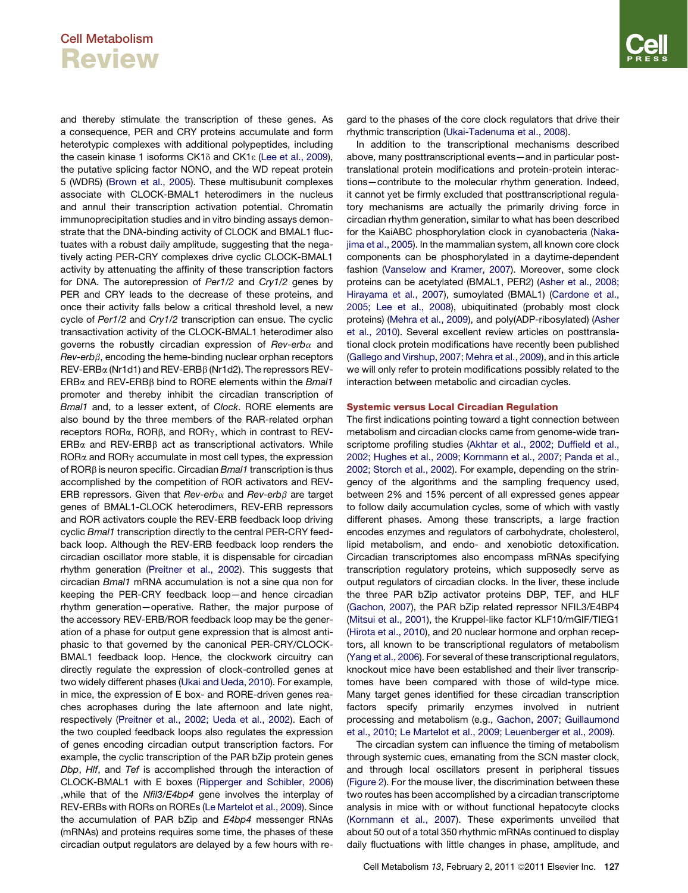and thereby stimulate the transcription of these genes. As a consequence, PER and CRY proteins accumulate and form heterotypic complexes with additional polypeptides, including the casein kinase 1 isoforms CK1δ and CK1ε (Lee et al., 2009), the putative splicing factor NONO, and the WD repeat protein 5 (WDR5) (Brown et al., 2005). These multisubunit complexes associate with CLOCK-BMAL1 heterodimers in the nucleus and annul their transcription activation potential. Chromatin immunoprecipitation studies and in vitro binding assays demonstrate that the DNA-binding activity of CLOCK and BMAL1 fluctuates with a robust daily amplitude, suggesting that the negatively acting PER-CRY complexes drive cyclic CLOCK-BMAL1 activity by attenuating the affinity of these transcription factors for DNA. The autorepression of *Per1/2* and *Cry1/2* genes by PER and CRY leads to the decrease of these proteins, and once their activity falls below a critical threshold level, a new cycle of *Per1/2* and *Cry1/2* transcription can ensue. The cyclic transactivation activity of the CLOCK-BMAL1 heterodimer also governs the robustly circadian expression of *Rev-erbα* and *Rev-erbβ*, encoding the heme-binding nuclear orphan receptors REV-ERBα (Nr1d1) and REV-ERBβ (Nr1d2). The repressors REV-ERBα and REV-ERBβ bind to RORE elements within the *Bmal1* promoter and thereby inhibit the circadian transcription of *Bmal1* and, to a lesser extent, of *Clock*. RORE elements are also bound by the three members of the RAR-related orphan receptors RORα, RORβ, and RORγ, which in contrast to REV-ERBα and REV-ERBβ act as transcriptional activators. While RORα and RORγ accumulate in most cell types, the expression of RORβ is neuron specific. Circadian *Bmal1* transcription is thus accomplished by the competition of ROR activators and REV-ERB repressors. Given that *Rev-erbα* and *Rev-erbβ* are target genes of BMAL1-CLOCK heterodimers, REV-ERB repressors and ROR activators couple the REV-ERB feedback loop driving cyclic *Bmal1* transcription directly to the central PER-CRY feedback loop. Although the REV-ERB feedback loop renders the circadian oscillator more stable, it is dispensable for circadian rhythm generation (Preitner et al., 2002). This suggests that circadian *Bmal1* mRNA accumulation is not a sine qua non for keeping the PER-CRY feedback loop—and hence circadian rhythm generation—operative. Rather, the major purpose of the accessory REV-ERB/ROR feedback loop may be the generation of a phase for output gene expression that is almost antiphasic to that governed by the canonical PER-CRY/CLOCK-BMAL1 feedback loop. Hence, the clockwork circuitry can directly regulate the expression of clock-controlled genes at two widely different phases (Ukai and Ueda, 2010). For example, in mice, the expression of E box- and RORE-driven genes reaches acrophases during the late afternoon and late night, respectively (Preitner et al., 2002; Ueda et al., 2002). Each of the two coupled feedback loops also regulates the expression of genes encoding circadian output transcription factors. For example, the cyclic transcription of the PAR bZip protein genes *Dbp*, *Hlf*, and *Tef* is accomplished through the interaction of CLOCK-BMAL1 with E boxes (Ripperger and Schibler, 2006) ,while that of the *Nfil3/E4bp4* gene involves the interplay of REV-ERBs with RORs on ROREs (Le Martelot et al., 2009). Since the accumulation of PAR bZip and *E4bp4* messenger RNAs (mRNAs) and proteins requires some time, the phases of these circadian output regulators are delayed by a few hours with regard to the phases of the core clock regulators that drive their rhythmic transcription (Ukai-Tadenuma et al., 2008).

In addition to the transcriptional mechanisms described above, many posttranscriptional events—and in particular posttranslational protein modifications and protein-protein interactions—contribute to the molecular rhythm generation. Indeed, it cannot yet be firmly excluded that posttranscriptional regulatory mechanisms are actually the primarily driving force in circadian rhythm generation, similar to what has been described for the KaiABC phosphorylation clock in cyanobacteria (Nakajima et al., 2005). In the mammalian system, all known core clock components can be phosphorylated in a daytime-dependent fashion (Vanselow and Kramer, 2007). Moreover, some clock proteins can be acetylated (BMAL1, PER2) (Asher et al., 2008; Hirayama et al., 2007), sumoylated (BMAL1) (Cardone et al., 2005; Lee et al., 2008), ubiquitinated (probably most clock proteins) (Mehra et al., 2009), and poly(ADP-ribosylated) (Asher et al., 2010). Several excellent review articles on posttranslational clock protein modifications have recently been published (Gallego and Virshup, 2007; Mehra et al., 2009), and in this article we will only refer to protein modifications possibly related to the interaction between metabolic and circadian cycles.

## Systemic versus Local Circadian Regulation

The first indications pointing toward a tight connection between metabolism and circadian clocks came from genome-wide transcriptome profiling studies (Akhtar et al., 2002; Duffield et al., 2002; Hughes et al., 2009; Kornmann et al., 2007; Panda et al., 2002; Storch et al., 2002). For example, depending on the stringency of the algorithms and the sampling frequency used, between 2% and 15% percent of all expressed genes appear to follow daily accumulation cycles, some of which with vastly different phases. Among these transcripts, a large fraction encodes enzymes and regulators of carbohydrate, cholesterol, lipid metabolism, and endo- and xenobiotic detoxification. Circadian transcriptomes also encompass mRNAs specifying transcription regulatory proteins, which supposedly serve as output regulators of circadian clocks. In the liver, these include the three PAR bZip activator proteins DBP, TEF, and HLF (Gachon, 2007), the PAR bZip related repressor NFIL3/E4BP4 (Mitsui et al., 2001), the Kruppel-like factor KLF10/mGIF/TIEG1 (Hirota et al., 2010), and 20 nuclear hormone and orphan receptors, all known to be transcriptional regulators of metabolism (Yang et al., 2006). For several of these transcriptional regulators, knockout mice have been established and their liver transcriptomes have been compared with those of wild-type mice. Many target genes identified for these circadian transcription factors specify primarily enzymes involved in nutrient processing and metabolism (e.g., Gachon, 2007; Guillaumond et al., 2010; Le Martelot et al., 2009; Leuenberger et al., 2009).

The circadian system can influence the timing of metabolism through systemic cues, emanating from the SCN master clock, and through local oscillators present in peripheral tissues (Figure 2). For the mouse liver, the discrimination between these two routes has been accomplished by a circadian transcriptome analysis in mice with or without functional hepatocyte clocks (Kornmann et al., 2007). These experiments unveiled that about 50 out of a total 350 rhythmic mRNAs continued to display daily fluctuations with little changes in phase, amplitude, and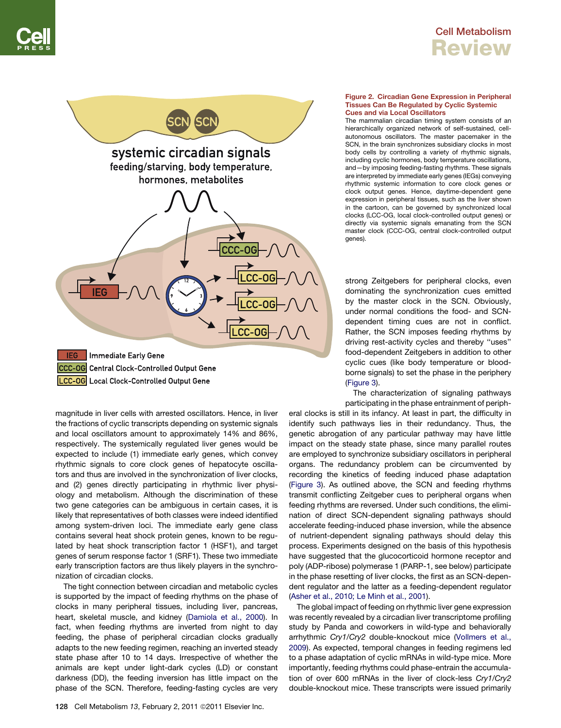systemic circadian signals
feeding/starving, body temperature,
hormones, metabolites

CCC-OG
LCC-OG
IEG
LCC-OG
LCC-OG

IEG Immediate Early Gene
CCC-OG Central Clock-Controlled Output Gene
LCC-OG Local Clock-Controlled Output Gene

**Figure 2. Circadian Gene Expression in Peripheral Tissues Can Be Regulated by Cyclic Systemic Cues and via Local Oscillators**

The mammalian circadian timing system consists of an hierarchically organized network of self-sustained, cell-autonomous oscillators. The master pacemaker in the SCN, in the brain synchronizes subsidiary clocks in most body cells by controlling a variety of rhythmic signals, including cyclic hormones, body temperature oscillations, and—by imposing feeding-fasting rhythms. These signals are interpreted by immediate early genes (IEGs) conveying rhythmic systemic information to core clock genes or clock output genes. Hence, daytime-dependent gene expression in peripheral tissues, such as the liver shown in the cartoon, can be governed by synchronized local clocks (LCC-OG, local clock-controlled output genes) or directly via systemic signals emanating from the SCN master clock (CCC-OG, central clock-controlled output genes).

magnitude in liver cells with arrested oscillators. Hence, in liver the fractions of cyclic transcripts depending on systemic signals and local oscillators amount to approximately 14% and 86%, respectively. The systemically regulated liver genes would be expected to include (1) immediate early genes, which convey rhythmic systemic signals to core clock genes of hepatocyte oscillators and thus are involved in the synchronization of liver clocks, and (2) genes directly participating in rhythmic liver physiology and metabolism. Although the discrimination of these two gene categories can be ambiguous in certain cases, it is likely that representatives of both classes were indeed identified among system-driven loci. The immediate early gene class contains several heat shock protein genes, known to be regulated by heat shock transcription factor 1 (HSF1), and target genes of serum response factor 1 (SRF1). These two immediate early transcription factors are thus likely players in the synchronization of circadian clocks.

The tight connection between circadian and metabolic cycles is supported by the impact of feeding rhythms on the phase of clocks in many peripheral tissues, including liver, pancreas, heart, skeletal muscle, and kidney (Damiola et al., 2000). In fact, when feeding rhythms are inverted from night to day feeding, the phase of peripheral circadian clocks gradually adapts to the new feeding regimen, reaching an inverted steady state phase after 10 to 14 days. Irrespective of whether the animals are kept under light-dark cycles (LD) or constant darkness (DD), the feeding inversion has little impact on the phase of the SCN. Therefore, feeding-fasting cycles are very strong Zeitgebers for peripheral clocks, even dominating the synchronization cues emitted by the master clock in the SCN. Obviously, under normal conditions the food- and SCN-dependent timing cues are not in conflict. Rather, the SCN imposes feeding rhythms by driving rest-activity cycles and thereby "uses" food-dependent Zeitgebers in addition to other cyclic cues (like body temperature or blood-borne signals) to set the phase in the periphery (Figure 3).

The characterization of signaling pathways participating in the phase entrainment of peripheral clocks is still in its infancy. At least in part, the difficulty in identify such pathways lies in their redundancy. Thus, the genetic abrogation of any particular pathway may have little impact on the steady state phase, since many parallel routes are employed to synchronize subsidiary oscillators in peripheral organs. The redundancy problem can be circumvented by recording the kinetics of feeding induced phase adaptation (Figure 3). As outlined above, the SCN and feeding rhythms transmit conflicting Zeitgeber cues to peripheral organs when feeding rhythms are reversed. Under such conditions, the elimination of direct SCN-dependent signaling pathways should accelerate feeding-induced phase inversion, while the absence of nutrient-dependent signaling pathways should delay this process. Experiments designed on the basis of this hypothesis have suggested that the glucocorticoid hormone receptor and poly (ADP-ribose) polymerase 1 (PARP-1, see below) participate in the phase resetting of liver clocks, the first as an SCN-dependent regulator and the latter as a feeding-dependent regulator (Asher et al., 2010; Le Minh et al., 2001).

The global impact of feeding on rhythmic liver gene expression was recently revealed by a circadian liver transcriptome profiling study by Panda and coworkers in wild-type and behaviorally arrhythmic *Cry1*/*Cry2* double-knockout mice (Vollmers et al., 2009). As expected, temporal changes in feeding regimens led to a phase adaptation of cyclic mRNAs in wild-type mice. More importantly, feeding rhythms could phase-entrain the accumulation of over 600 mRNAs in the liver of clock-less *Cry1*/*Cry2* double-knockout mice. These transcripts were issued primarily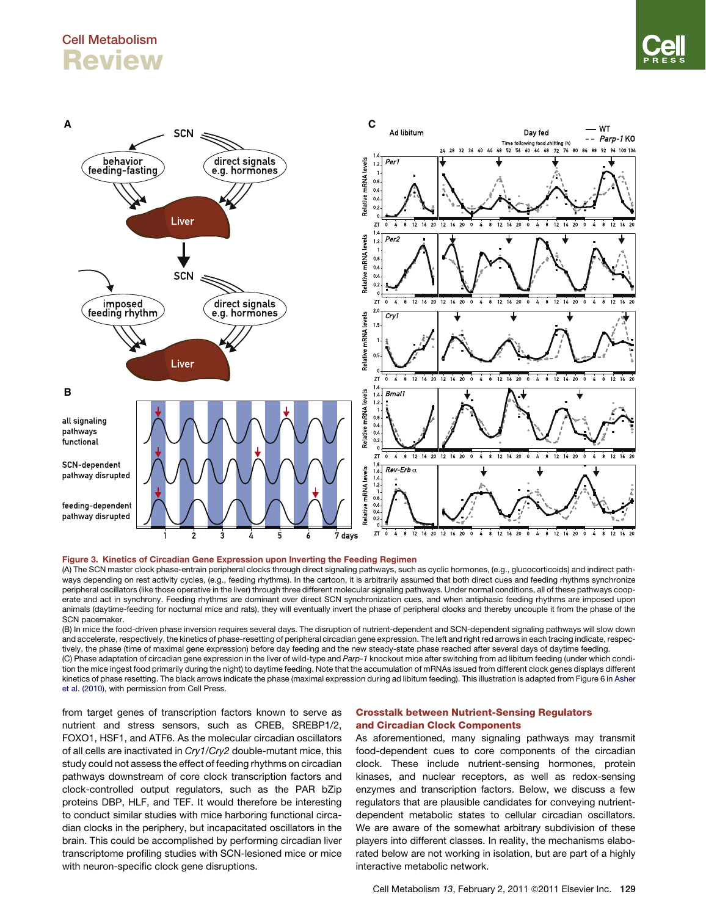A

SCN

behavior feeding-fasting

direct signals e.g. hormones

Liver

SCN

imposed feeding rhythm

direct signals e.g. hormones

Liver

B

all signaling pathways functional

SCN-dependent pathway disrupted

feeding-dependent pathway disrupted

1 2 3 4 5 6 7 days

C

Ad libitum

Day fed

Time following food shifting (h)

— WT

-- *Parp-1* KO

Relative mRNA levels

*Per1*

*Per2*

*Cry1*

*Bmal1*

*Rev-Erb α*

ZT

Figure 3. Kinetics of Circadian Gene Expression upon Inverting the Feeding Regimen

(A) The SCN master clock phase-entrain peripheral clocks through direct signaling pathways, such as cyclic hormones, (e.g., glucocorticoids) and indirect pathways depending on rest activity cycles, (e.g., feeding rhythms). In the cartoon, it is arbitrarily assumed that both direct cues and feeding rhythms synchronize peripheral oscillators (like those operative in the liver) through three different molecular signaling pathways. Under normal conditions, all of these pathways cooperate and act in synchrony. Feeding rhythms are dominant over direct SCN synchronization cues, and when antiphasic feeding rhythms are imposed upon animals (daytime-feeding for nocturnal mice and rats), they will eventually invert the phase of peripheral clocks and thereby uncouple it from the phase of the SCN pacemaker.

(B) In mice the food-driven phase inversion requires several days. The disruption of nutrient-dependent and SCN-dependent signaling pathways will slow down and accelerate, respectively, the kinetics of phase-resetting of peripheral circadian gene expression. The left and right red arrows in each tracing indicate, respectively, the phase (time of maximal gene expression) before day feeding and the new steady-state phase reached after several days of daytime feeding.

(C) Phase adaptation of circadian gene expression in the liver of wild-type and *Parp-1* knockout mice after switching from ad libitum feeding (under which condition the mice ingest food primarily during the night) to daytime feeding. Note that the accumulation of mRNAs issued from different clock genes displays different kinetics of phase resetting. The black arrows indicate the phase (maximal expression during ad libitum feeding). This illustration is adapted from Figure 6 in Asher et al. (2010), with permission from Cell Press.

from target genes of transcription factors known to serve as nutrient and stress sensors, such as CREB, SREBP1/2, FOXO1, HSF1, and ATF6. As the molecular circadian oscillators of all cells are inactivated in *Cry1*/*Cry2* double-mutant mice, this study could not assess the effect of feeding rhythms on circadian pathways downstream of core clock transcription factors and clock-controlled output regulators, such as the PAR bZip proteins DBP, HLF, and TEF. It would therefore be interesting to conduct similar studies with mice harboring functional circadian clocks in the periphery, but incapacitated oscillators in the brain. This could be accomplished by performing circadian liver transcriptome profiling studies with SCN-lesioned mice or mice with neuron-specific clock gene disruptions.

## Crosstalk between Nutrient-Sensing Regulators and Circadian Clock Components

As aforementioned, many signaling pathways may transmit food-dependent cues to core components of the circadian clock. These include nutrient-sensing hormones, protein kinases, and nuclear receptors, as well as redox-sensing enzymes and transcription factors. Below, we discuss a few regulators that are plausible candidates for conveying nutrient-dependent metabolic states to cellular circadian oscillators. We are aware of the somewhat arbitrary subdivision of these players into different classes. In reality, the mechanisms elaborated below are not working in isolation, but are part of a highly interactive metabolic network.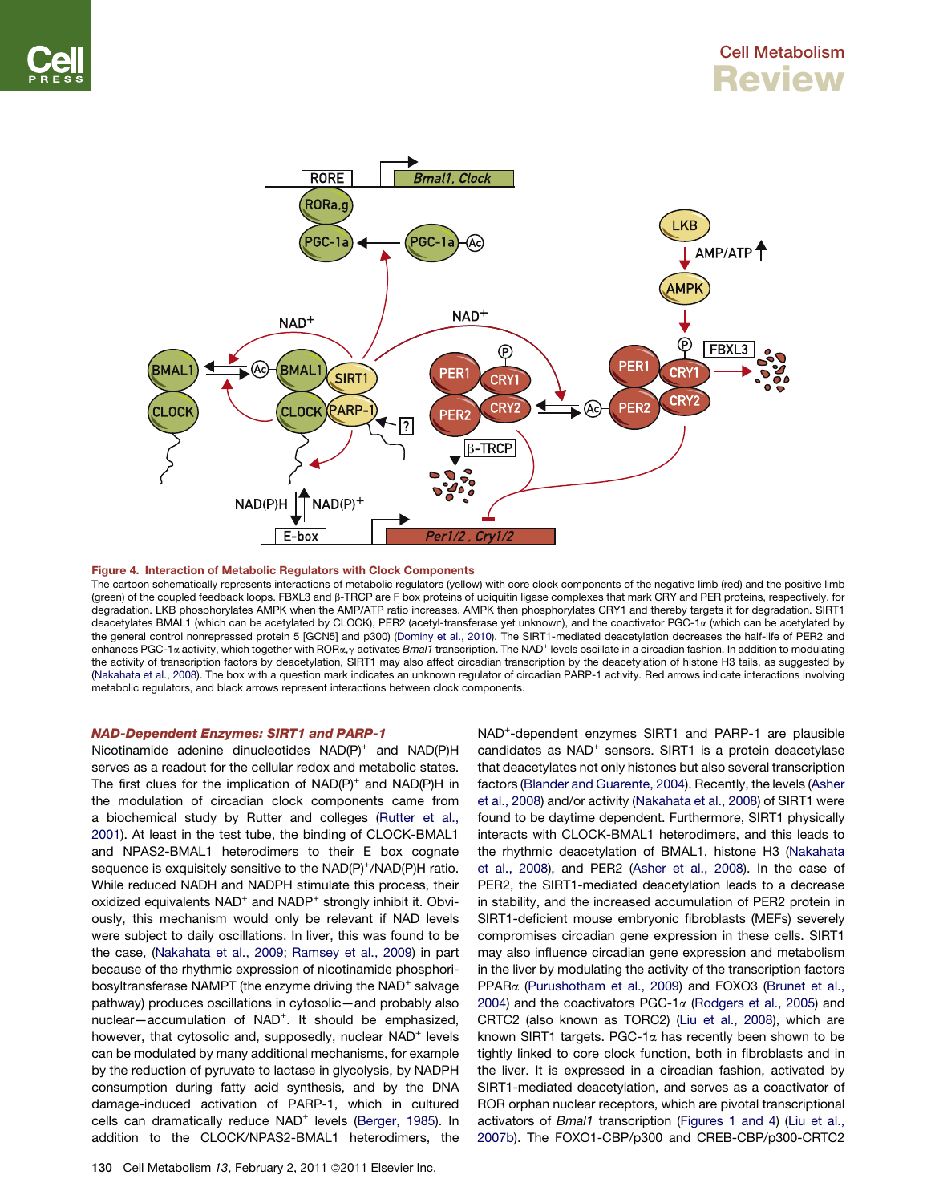**Figure 4. Interaction of Metabolic Regulators with Clock Components**

The cartoon schematically represents interactions of metabolic regulators (yellow) with core clock components of the negative limb (red) and the positive limb (green) of the coupled feedback loops. FBXL3 and β-TRCP are F box proteins of ubiquitin ligase complexes that mark CRY and PER proteins, respectively, for degradation. LKB phosphorylates AMPK when the AMP/ATP ratio increases. AMPK then phosphorylates CRY1 and thereby targets it for degradation. SIRT1 deacetylates BMAL1 (which can be acetylated by CLOCK), PER2 (acetyl-transferase yet unknown), and the coactivator PGC-1α (which can be acetylated by the general control nonrepressed protein 5 [GCN5] and p300) (Dominy et al., 2010). The SIRT1-mediated deacetylation decreases the half-life of PER2 and enhances PGC-1α activity, which together with RORα,γ activates *Bmal1* transcription. The $NAD^+$ levels oscillate in a circadian fashion. In addition to modulating the activity of transcription factors by deacetylation, SIRT1 may also affect circadian transcription by the deacetylation of histone H3 tails, as suggested by (Nakahata et al., 2008). The box with a question mark indicates an unknown regulator of circadian PARP-1 activity. Red arrows indicate interactions involving metabolic regulators, and black arrows represent interactions between clock components.

### *NAD-Dependent Enzymes: SIRT1 and PARP-1*

Nicotinamide adenine dinucleotides $NAD(P)^+$ and NAD(P)H serves as a readout for the cellular redox and metabolic states. The first clues for the implication of $NAD(P)^+$ and NAD(P)H in the modulation of circadian clock components came from a biochemical study by Rutter and colleges (Rutter et al., 2001). At least in the test tube, the binding of CLOCK-BMAL1 and NPAS2-BMAL1 heterodimers to their E box cognate sequence is exquisitely sensitive to the $NAD(P)^+$/NAD(P)H ratio. While reduced NADH and NADPH stimulate this process, their oxidized equivalents $NAD^+$ and $NADP^+$ strongly inhibit it. Obviously, this mechanism would only be relevant if NAD levels were subject to daily oscillations. In liver, this was found to be the case, (Nakahata et al., 2009; Ramsey et al., 2009) in part because of the rhythmic expression of nicotinamide phosphoribosyltransferase NAMPT (the enzyme driving the $NAD^+$ salvage pathway) produces oscillations in cytosolic—and probably also nuclear—accumulation of $NAD^+$. It should be emphasized, however, that cytosolic and, supposedly, nuclear $NAD^+$ levels can be modulated by many additional mechanisms, for example by the reduction of pyruvate to lactase in glycolysis, by NADPH consumption during fatty acid synthesis, and by the DNA damage-induced activation of PARP-1, which in cultured cells can dramatically reduce $NAD^+$ levels (Berger, 1985). In addition to the CLOCK/NPAS2-BMAL1 heterodimers, the $NAD^+$-dependent enzymes SIRT1 and PARP-1 are plausible candidates as $NAD^+$ sensors. SIRT1 is a protein deacetylase that deacetylates not only histones but also several transcription factors (Blander and Guarente, 2004). Recently, the levels (Asher et al., 2008) and/or activity (Nakahata et al., 2008) of SIRT1 were found to be daytime dependent. Furthermore, SIRT1 physically interacts with CLOCK-BMAL1 heterodimers, and this leads to the rhythmic deacetylation of BMAL1, histone H3 (Nakahata et al., 2008), and PER2 (Asher et al., 2008). In the case of PER2, the SIRT1-mediated deacetylation leads to a decrease in stability, and the increased accumulation of PER2 protein in SIRT1-deficient mouse embryonic fibroblasts (MEFs) severely compromises circadian gene expression in these cells. SIRT1 may also influence circadian gene expression and metabolism in the liver by modulating the activity of the transcription factors PPARα (Purushotham et al., 2009) and FOXO3 (Brunet et al., 2004) and the coactivators PGC-1α (Rodgers et al., 2005) and CRTC2 (also known as TORC2) (Liu et al., 2008), which are known SIRT1 targets. PGC-1α has recently been shown to be tightly linked to core clock function, both in fibroblasts and in the liver. It is expressed in a circadian fashion, activated by SIRT1-mediated deacetylation, and serves as a coactivator of ROR orphan nuclear receptors, which are pivotal transcriptional activators of *Bmal1* transcription (Figures 1 and 4) (Liu et al., 2007b). The FOXO1-CBP/p300 and CREB-CBP/p300-CRTC2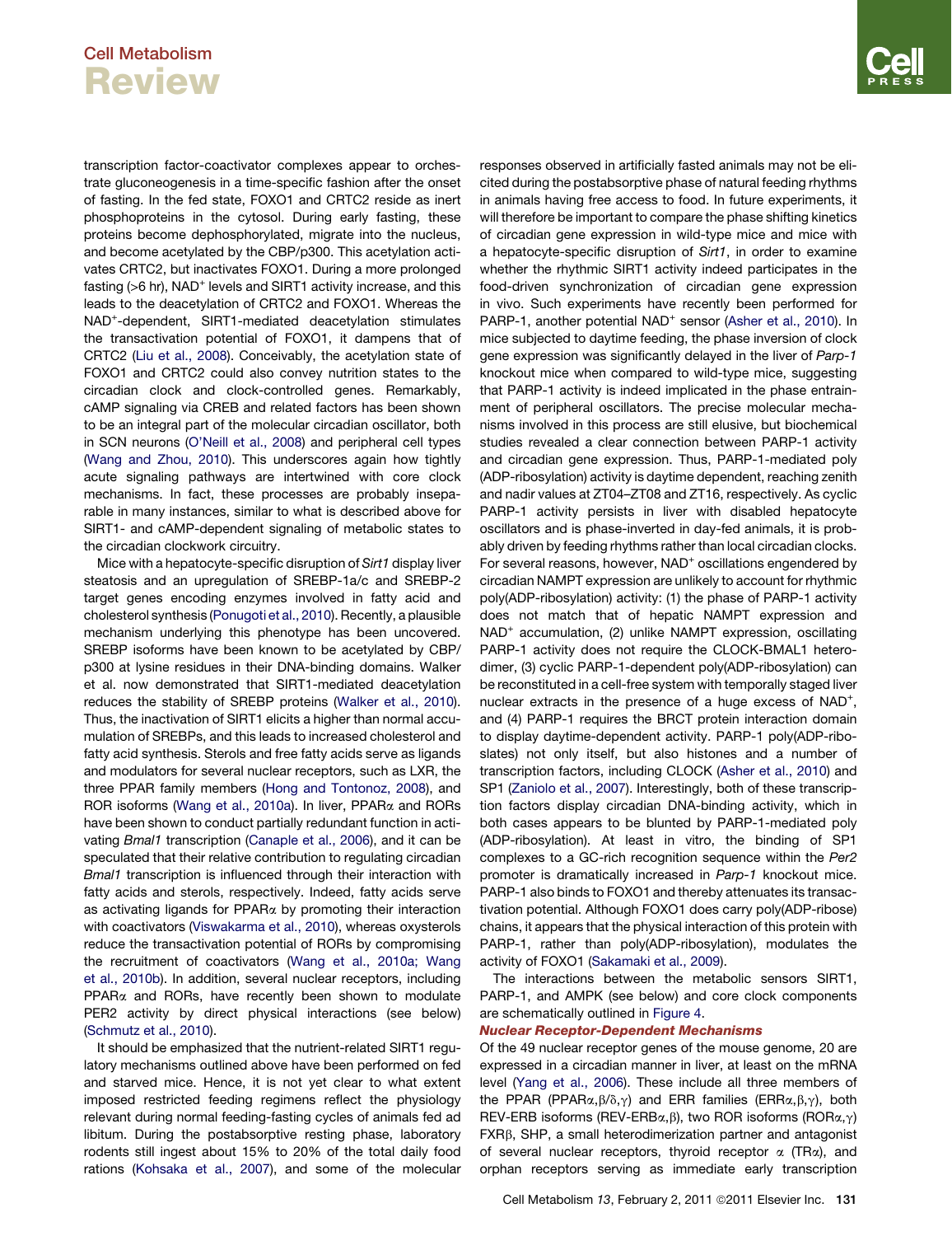transcription factor-coactivator complexes appear to orchestrate gluconeogenesis in a time-specific fashion after the onset of fasting. In the fed state, FOXO1 and CRTC2 reside as inert phosphoproteins in the cytosol. During early fasting, these proteins become dephosphorylated, migrate into the nucleus, and become acetylated by the CBP/p300. This acetylation activates CRTC2, but inactivates FOXO1. During a more prolonged fasting (>6 hr), $NAD^+$ levels and SIRT1 activity increase, and this leads to the deacetylation of CRTC2 and FOXO1. Whereas the $NAD^+$-dependent, SIRT1-mediated deacetylation stimulates the transactivation potential of FOXO1, it dampens that of CRTC2 (Liu et al., 2008). Conceivably, the acetylation state of FOXO1 and CRTC2 could also convey nutrition states to the circadian clock and clock-controlled genes. Remarkably, cAMP signaling via CREB and related factors has been shown to be an integral part of the molecular circadian oscillator, both in SCN neurons (O'Neill et al., 2008) and peripheral cell types (Wang and Zhou, 2010). This underscores again how tightly acute signaling pathways are intertwined with core clock mechanisms. In fact, these processes are probably inseparable in many instances, similar to what is described above for SIRT1- and cAMP-dependent signaling of metabolic states to the circadian clockwork circuitry.

Mice with a hepatocyte-specific disruption of *Sirt1* display liver steatosis and an upregulation of SREBP-1a/c and SREBP-2 target genes encoding enzymes involved in fatty acid and cholesterol synthesis (Ponugoti et al., 2010). Recently, a plausible mechanism underlying this phenotype has been uncovered. SREBP isoforms have been known to be acetylated by CBP/p300 at lysine residues in their DNA-binding domains. Walker et al. now demonstrated that SIRT1-mediated deacetylation reduces the stability of SREBP proteins (Walker et al., 2010). Thus, the inactivation of SIRT1 elicits a higher than normal accumulation of SREBPs, and this leads to increased cholesterol and fatty acid synthesis. Sterols and free fatty acids serve as ligands and modulators for several nuclear receptors, such as LXR, the three PPAR family members (Hong and Tontonoz, 2008), and ROR isoforms (Wang et al., 2010a). In liver, PPARα and RORs have been shown to conduct partially redundant function in activating *Bmal1* transcription (Canaple et al., 2006), and it can be speculated that their relative contribution to regulating circadian *Bmal1* transcription is influenced through their interaction with fatty acids and sterols, respectively. Indeed, fatty acids serve as activating ligands for PPARα by promoting their interaction with coactivators (Viswakarma et al., 2010), whereas oxysterols reduce the transactivation potential of RORs by compromising the recruitment of coactivators (Wang et al., 2010a; Wang et al., 2010b). In addition, several nuclear receptors, including PPARα and RORs, have recently been shown to modulate PER2 activity by direct physical interactions (see below) (Schmutz et al., 2010).

It should be emphasized that the nutrient-related SIRT1 regulatory mechanisms outlined above have been performed on fed and starved mice. Hence, it is not yet clear to what extent imposed restricted feeding regimens reflect the physiology relevant during normal feeding-fasting cycles of animals fed ad libitum. During the postabsorptive resting phase, laboratory rodents still ingest about 15% to 20% of the total daily food rations (Kohsaka et al., 2007), and some of the molecular responses observed in artificially fasted animals may not be elicited during the postabsorptive phase of natural feeding rhythms in animals having free access to food. In future experiments, it will therefore be important to compare the phase shifting kinetics of circadian gene expression in wild-type mice and mice with a hepatocyte-specific disruption of *Sirt1*, in order to examine whether the rhythmic SIRT1 activity indeed participates in the food-driven synchronization of circadian gene expression in vivo. Such experiments have recently been performed for PARP-1, another potential $NAD^+$ sensor (Asher et al., 2010). In mice subjected to daytime feeding, the phase inversion of clock gene expression was significantly delayed in the liver of *Parp-1* knockout mice when compared to wild-type mice, suggesting that PARP-1 activity is indeed implicated in the phase entrainment of peripheral oscillators. The precise molecular mechanisms involved in this process are still elusive, but biochemical studies revealed a clear connection between PARP-1 activity and circadian gene expression. Thus, PARP-1-mediated poly (ADP-ribosylation) activity is daytime dependent, reaching zenith and nadir values at ZT04–ZT08 and ZT16, respectively. As cyclic PARP-1 activity persists in liver with disabled hepatocyte oscillators and is phase-inverted in day-fed animals, it is probably driven by feeding rhythms rather than local circadian clocks. For several reasons, however, $NAD^+$ oscillations engendered by circadian NAMPT expression are unlikely to account for rhythmic poly(ADP-ribosylation) activity: (1) the phase of PARP-1 activity does not match that of hepatic NAMPT expression and $NAD^+$ accumulation, (2) unlike NAMPT expression, oscillating PARP-1 activity does not require the CLOCK-BMAL1 heterodimer, (3) cyclic PARP-1-dependent poly(ADP-ribosylation) can be reconstituted in a cell-free system with temporally staged liver nuclear extracts in the presence of a huge excess of $NAD^+$, and (4) PARP-1 requires the BRCT protein interaction domain to display daytime-dependent activity. PARP-1 poly(ADP-ribosylates) not only itself, but also histones and a number of transcription factors, including CLOCK (Asher et al., 2010) and SP1 (Zaniolo et al., 2007). Interestingly, both of these transcription factors display circadian DNA-binding activity, which in both cases appears to be blunted by PARP-1-mediated poly (ADP-ribosylation). At least in vitro, the binding of SP1 complexes to a GC-rich recognition sequence within the *Per2* promoter is dramatically increased in *Parp-1* knockout mice. PARP-1 also binds to FOXO1 and thereby attenuates its transactivation potential. Although FOXO1 does carry poly(ADP-ribose) chains, it appears that the physical interaction of this protein with PARP-1, rather than poly(ADP-ribosylation), modulates the activity of FOXO1 (Sakamaki et al., 2009).

The interactions between the metabolic sensors SIRT1, PARP-1, and AMPK (see below) and core clock components are schematically outlined in Figure 4.

### *Nuclear Receptor-Dependent Mechanisms*

Of the 49 nuclear receptor genes of the mouse genome, 20 are expressed in a circadian manner in liver, at least on the mRNA level (Yang et al., 2006). These include all three members of the PPAR (PPARα,β/δ,γ) and ERR families (ERRα,β,γ), both REV-ERB isoforms (REV-ERBα,β), two ROR isoforms (RORα,γ) FXRβ, SHP, a small heterodimerization partner and antagonist of several nuclear receptors, thyroid receptor α (TRα), and orphan receptors serving as immediate early transcription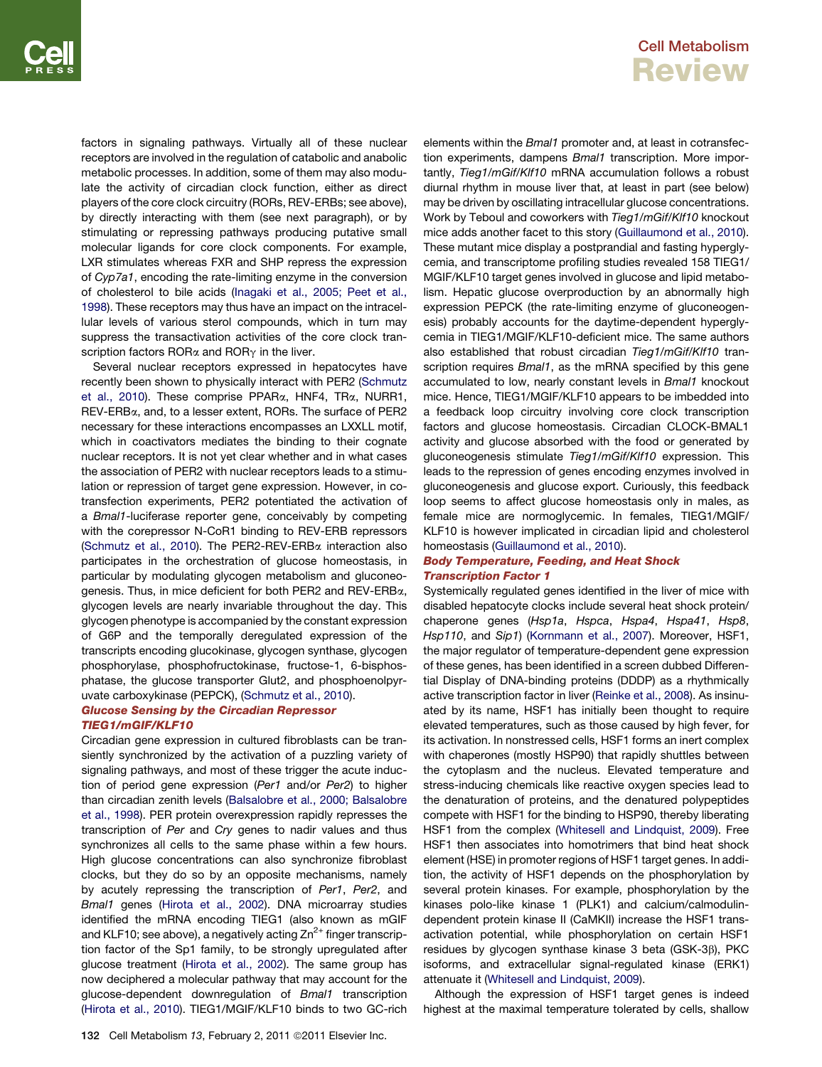factors in signaling pathways. Virtually all of these nuclear receptors are involved in the regulation of catabolic and anabolic metabolic processes. In addition, some of them may also modulate the activity of circadian clock function, either as direct players of the core clock circuitry (RORs, REV-ERBs; see above), by directly interacting with them (see next paragraph), or by stimulating or repressing pathways producing putative small molecular ligands for core clock components. For example, LXR stimulates whereas FXR and SHP repress the expression of *Cyp7a1*, encoding the rate-limiting enzyme in the conversion of cholesterol to bile acids (Inagaki et al., 2005; Peet et al., 1998). These receptors may thus have an impact on the intracellular levels of various sterol compounds, which in turn may suppress the transactivation activities of the core clock transcription factors RORα and RORγ in the liver.

Several nuclear receptors expressed in hepatocytes have recently been shown to physically interact with PER2 (Schmutz et al., 2010). These comprise PPARα, HNF4, TRα, NURR1, REV-ERBα, and, to a lesser extent, RORs. The surface of PER2 necessary for these interactions encompasses an LXXLL motif, which in coactivators mediates the binding to their cognate nuclear receptors. It is not yet clear whether and in what cases the association of PER2 with nuclear receptors leads to a stimulation or repression of target gene expression. However, in cotransfection experiments, PER2 potentiated the activation of a *Bmal1*-luciferase reporter gene, conceivably by competing with the corepressor N-CoR1 binding to REV-ERB repressors (Schmutz et al., 2010). The PER2-REV-ERBα interaction also participates in the orchestration of glucose homeostasis, in particular by modulating glycogen metabolism and gluconeogenesis. Thus, in mice deficient for both PER2 and REV-ERBα, glycogen levels are nearly invariable throughout the day. This glycogen phenotype is accompanied by the constant expression of G6P and the temporally deregulated expression of the transcripts encoding glucokinase, glycogen synthase, glycogen phosphorylase, phosphofructokinase, fructose-1, 6-bisphosphatase, the glucose transporter Glut2, and phosphoenolpyruvate carboxykinase (PEPCK), (Schmutz et al., 2010).

### Glucose Sensing by the Circadian Repressor TIEG1/mGIF/KLF10

Circadian gene expression in cultured fibroblasts can be transiently synchronized by the activation of a puzzling variety of signaling pathways, and most of these trigger the acute induction of period gene expression (*Per1* and/or *Per2*) to higher than circadian zenith levels (Balsalobre et al., 2000; Balsalobre et al., 1998). PER protein overexpression rapidly represses the transcription of *Per* and *Cry* genes to nadir values and thus synchronizes all cells to the same phase within a few hours. High glucose concentrations can also synchronize fibroblast clocks, but they do so by an opposite mechanisms, namely by acutely repressing the transcription of *Per1*, *Per2*, and *Bmal1* genes (Hirota et al., 2002). DNA microarray studies identified the mRNA encoding TIEG1 (also known as mGIF and KLF10; see above), a negatively acting $Zn^{2+}$ finger transcription factor of the Sp1 family, to be strongly upregulated after glucose treatment (Hirota et al., 2002). The same group has now deciphered a molecular pathway that may account for the glucose-dependent downregulation of *Bmal1* transcription (Hirota et al., 2010). TIEG1/MGIF/KLF10 binds to two GC-rich elements within the *Bmal1* promoter and, at least in cotransfection experiments, dampens *Bmal1* transcription. More importantly, *Tieg1/mGif/Klf10* mRNA accumulation follows a robust diurnal rhythm in mouse liver that, at least in part (see below) may be driven by oscillating intracellular glucose concentrations. Work by Teboul and coworkers with *Tieg1/mGif/Klf10* knockout mice adds another facet to this story (Guillaumond et al., 2010). These mutant mice display a postprandial and fasting hyperglycemia, and transcriptome profiling studies revealed 158 TIEG1/MGIF/KLF10 target genes involved in glucose and lipid metabolism. Hepatic glucose overproduction by an abnormally high expression PEPCK (the rate-limiting enzyme of gluconeogenesis) probably accounts for the daytime-dependent hyperglycemia in TIEG1/MGIF/KLF10-deficient mice. The same authors also established that robust circadian *Tieg1/mGif/Klf10* transcription requires *Bmal1*, as the mRNA specified by this gene accumulated to low, nearly constant levels in *Bmal1* knockout mice. Hence, TIEG1/MGIF/KLF10 appears to be imbedded into a feedback loop circuitry involving core clock transcription factors and glucose homeostasis. Circadian CLOCK-BMAL1 activity and glucose absorbed with the food or generated by gluconeogenesis stimulate *Tieg1/mGif/Klf10* expression. This leads to the repression of genes encoding enzymes involved in gluconeogenesis and glucose export. Curiously, this feedback loop seems to affect glucose homeostasis only in males, as female mice are normoglycemic. In females, TIEG1/MGIF/KLF10 is however implicated in circadian lipid and cholesterol homeostasis (Guillaumond et al., 2010).

### Body Temperature, Feeding, and Heat Shock Transcription Factor 1

Systemically regulated genes identified in the liver of mice with disabled hepatocyte clocks include several heat shock protein/chaperone genes (*Hsp1a*, *Hspca*, *Hspa4*, *Hspa41*, *Hsp8*, *Hsp110*, and *Sip1*) (Kornmann et al., 2007). Moreover, HSF1, the major regulator of temperature-dependent gene expression of these genes, has been identified in a screen dubbed Differential Display of DNA-binding proteins (DDDP) as a rhythmically active transcription factor in liver (Reinke et al., 2008). As insinuated by its name, HSF1 has initially been thought to require elevated temperatures, such as those caused by high fever, for its activation. In nonstressed cells, HSF1 forms an inert complex with chaperones (mostly HSP90) that rapidly shuttles between the cytoplasm and the nucleus. Elevated temperature and stress-inducing chemicals like reactive oxygen species lead to the denaturation of proteins, and the denatured polypeptides compete with HSF1 for the binding to HSP90, thereby liberating HSF1 from the complex (Whitesell and Lindquist, 2009). Free HSF1 then associates into homotrimers that bind heat shock element (HSE) in promoter regions of HSF1 target genes. In addition, the activity of HSF1 depends on the phosphorylation by several protein kinases. For example, phosphorylation by the kinases polo-like kinase 1 (PLK1) and calcium/calmodulin-dependent protein kinase II (CaMKII) increase the HSF1 transactivation potential, while phosphorylation on certain HSF1 residues by glycogen synthase kinase 3 beta (GSK-3β), PKC isoforms, and extracellular signal-regulated kinase (ERK1) attenuate it (Whitesell and Lindquist, 2009).

Although the expression of HSF1 target genes is indeed highest at the maximal temperature tolerated by cells, shallow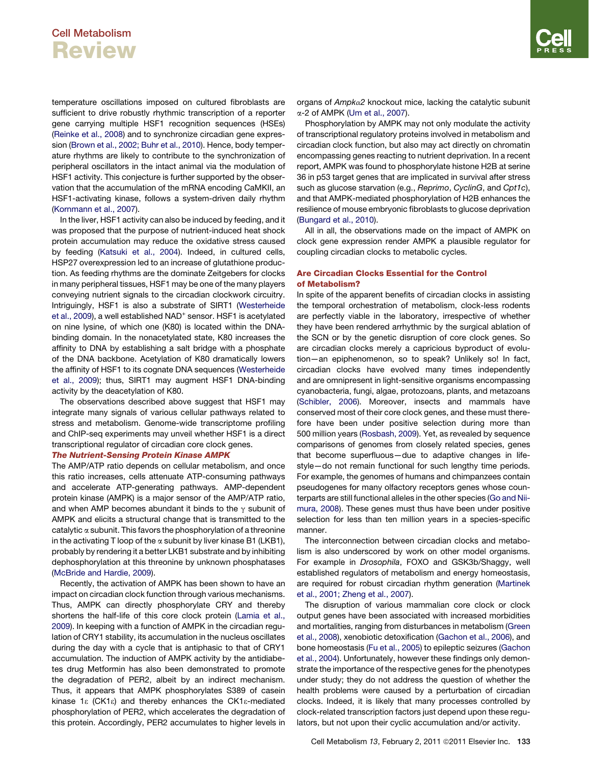temperature oscillations imposed on cultured fibroblasts are sufficient to drive robustly rhythmic transcription of a reporter gene carrying multiple HSF1 recognition sequences (HSEs) (Reinke et al., 2008) and to synchronize circadian gene expression (Brown et al., 2002; Buhr et al., 2010). Hence, body temperature rhythms are likely to contribute to the synchronization of peripheral oscillators in the intact animal via the modulation of HSF1 activity. This conjecture is further supported by the observation that the accumulation of the mRNA encoding CaMKII, an HSF1-activating kinase, follows a system-driven daily rhythm (Kornmann et al., 2007).

In the liver, HSF1 activity can also be induced by feeding, and it was proposed that the purpose of nutrient-induced heat shock protein accumulation may reduce the oxidative stress caused by feeding (Katsuki et al., 2004). Indeed, in cultured cells, HSP27 overexpression led to an increase of glutathione production. As feeding rhythms are the dominate Zeitgebers for clocks in many peripheral tissues, HSF1 may be one of the many players conveying nutrient signals to the circadian clockwork circuitry. Intriguingly, HSF1 is also a substrate of SIRT1 (Westerheide et al., 2009), a well established $NAD^+$ sensor. HSF1 is acetylated on nine lysine, of which one (K80) is located within the DNA-binding domain. In the nonacetylated state, K80 increases the affinity to DNA by establishing a salt bridge with a phosphate of the DNA backbone. Acetylation of K80 dramatically lowers the affinity of HSF1 to its cognate DNA sequences (Westerheide et al., 2009); thus, SIRT1 may augment HSF1 DNA-binding activity by the deacetylation of K80.

The observations described above suggest that HSF1 may integrate many signals of various cellular pathways related to stress and metabolism. Genome-wide transcriptome profiling and ChIP-seq experiments may unveil whether HSF1 is a direct transcriptional regulator of circadian core clock genes.

### *The Nutrient-Sensing Protein Kinase AMPK*

The AMP/ATP ratio depends on cellular metabolism, and once this ratio increases, cells attenuate ATP-consuming pathways and accelerate ATP-generating pathways. AMP-dependent protein kinase (AMPK) is a major sensor of the AMP/ATP ratio, and when AMP becomes abundant it binds to the $\gamma$ subunit of AMPK and elicits a structural change that is transmitted to the catalytic $\alpha$ subunit. This favors the phosphorylation of a threonine in the activating T loop of the $\alpha$ subunit by liver kinase B1 (LKB1), probably by rendering it a better LKB1 substrate and by inhibiting dephosphorylation at this threonine by unknown phosphatases (McBride and Hardie, 2009).

Recently, the activation of AMPK has been shown to have an impact on circadian clock function through various mechanisms. Thus, AMPK can directly phosphorylate CRY and thereby shortens the half-life of this core clock protein (Lamia et al., 2009). In keeping with a function of AMPK in the circadian regulation of CRY1 stability, its accumulation in the nucleus oscillates during the day with a cycle that is antiphasic to that of CRY1 accumulation. The induction of AMPK activity by the antidiabetes drug Metformin has also been demonstrated to promote the degradation of PER2, albeit by an indirect mechanism. Thus, it appears that AMPK phosphorylates S389 of casein kinase 1$\varepsilon$ (CK1$\varepsilon$) and thereby enhances the CK1$\varepsilon$-mediated phosphorylation of PER2, which accelerates the degradation of this protein. Accordingly, PER2 accumulates to higher levels in organs of *Ampk$\alpha$2* knockout mice, lacking the catalytic subunit $\alpha$-2 of AMPK (Um et al., 2007).

Phosphorylation by AMPK may not only modulate the activity of transcriptional regulatory proteins involved in metabolism and circadian clock function, but also may act directly on chromatin encompassing genes reacting to nutrient deprivation. In a recent report, AMPK was found to phosphorylate histone H2B at serine 36 in p53 target genes that are implicated in survival after stress such as glucose starvation (e.g., *Reprimo*, *CyclinG*, and *Cpt1c*), and that AMPK-mediated phosphorylation of H2B enhances the resilience of mouse embryonic fibroblasts to glucose deprivation (Bungard et al., 2010).

All in all, the observations made on the impact of AMPK on clock gene expression render AMPK a plausible regulator for coupling circadian clocks to metabolic cycles.

## Are Circadian Clocks Essential for the Control of Metabolism?

In spite of the apparent benefits of circadian clocks in assisting the temporal orchestration of metabolism, clock-less rodents are perfectly viable in the laboratory, irrespective of whether they have been rendered arrhythmic by the surgical ablation of the SCN or by the genetic disruption of core clock genes. So are circadian clocks merely a capricious byproduct of evolution—an epiphenomenon, so to speak? Unlikely so! In fact, circadian clocks have evolved many times independently and are omnipresent in light-sensitive organisms encompassing cyanobacteria, fungi, algae, protozoans, plants, and metazoans (Schibler, 2006). Moreover, insects and mammals have conserved most of their core clock genes, and these must therefore have been under positive selection during more than 500 million years (Rosbash, 2009). Yet, as revealed by sequence comparisons of genomes from closely related species, genes that become superfluous—due to adaptive changes in lifestyle—do not remain functional for such lengthy time periods. For example, the genomes of humans and chimpanzees contain pseudogenes for many olfactory receptors genes whose counterparts are still functional alleles in the other species (Go and Niimura, 2008). These genes must thus have been under positive selection for less than ten million years in a species-specific manner.

The interconnection between circadian clocks and metabolism is also underscored by work on other model organisms. For example in *Drosophila*, FOXO and GSK3b/Shaggy, well established regulators of metabolism and energy homeostasis, are required for robust circadian rhythm generation (Martinek et al., 2001; Zheng et al., 2007).

The disruption of various mammalian core clock or clock output genes have been associated with increased morbidities and mortalities, ranging from disturbances in metabolism (Green et al., 2008), xenobiotic detoxification (Gachon et al., 2006), and bone homeostasis (Fu et al., 2005) to epileptic seizures (Gachon et al., 2004). Unfortunately, however these findings only demonstrate the importance of the respective genes for the phenotypes under study; they do not address the question of whether the health problems were caused by a perturbation of circadian clocks. Indeed, it is likely that many processes controlled by clock-related transcription factors just depend upon these regulators, but not upon their cyclic accumulation and/or activity.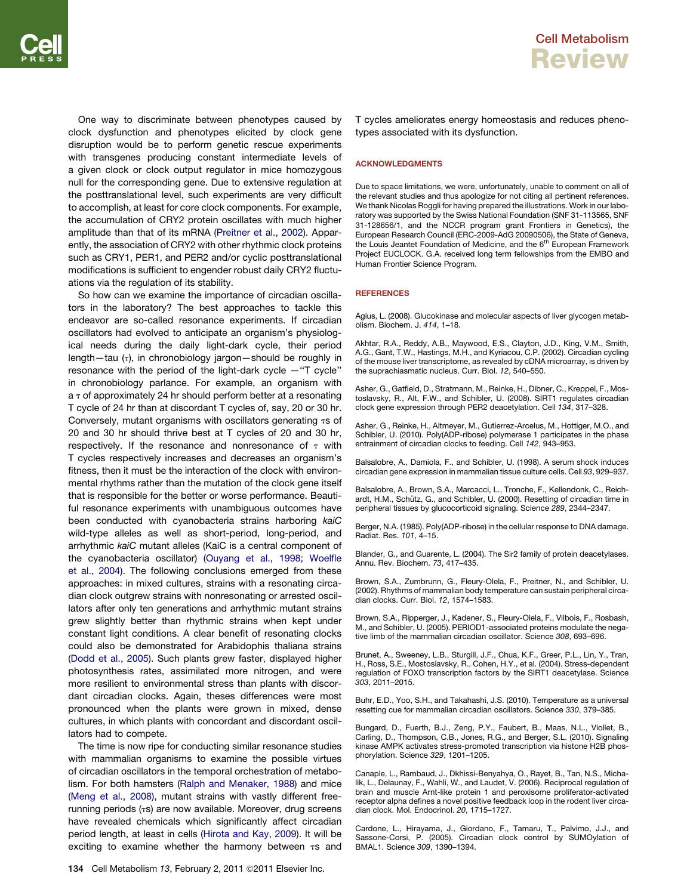One way to discriminate between phenotypes caused by clock dysfunction and phenotypes elicited by clock gene disruption would be to perform genetic rescue experiments with transgenes producing constant intermediate levels of a given clock or clock output regulator in mice homozygous null for the corresponding gene. Due to extensive regulation at the posttranslational level, such experiments are very difficult to accomplish, at least for core clock components. For example, the accumulation of CRY2 protein oscillates with much higher amplitude than that of its mRNA (Preitner et al., 2002). Apparently, the association of CRY2 with other rhythmic clock proteins such as CRY1, PER1, and PER2 and/or cyclic posttranslational modifications is sufficient to engender robust daily CRY2 fluctuations via the regulation of its stability.

So how can we examine the importance of circadian oscillators in the laboratory? The best approaches to tackle this endeavor are so-called resonance experiments. If circadian oscillators had evolved to anticipate an organism's physiological needs during the daily light-dark cycle, their period length—tau ($\tau$), in chronobiology jargon—should be roughly in resonance with the period of the light-dark cycle —"T cycle" in chronobiology parlance. For example, an organism with a $\tau$ of approximately 24 hr should perform better at a resonating T cycle of 24 hr than at discordant T cycles of, say, 20 or 30 hr. Conversely, mutant organisms with oscillators generating $\tau$s of 20 and 30 hr should thrive best at T cycles of 20 and 30 hr, respectively. If the resonance and nonresonance of $\tau$ with T cycles respectively increases and decreases an organism's fitness, then it must be the interaction of the clock with environmental rhythms rather than the mutation of the clock gene itself that is responsible for the better or worse performance. Beautiful resonance experiments with unambiguous outcomes have been conducted with cyanobacteria strains harboring *kaiC* wild-type alleles as well as short-period, long-period, and arrhythmic *kaiC* mutant alleles (KaiC is a central component of the cyanobacteria oscillator) (Ouyang et al., 1998; Woelfle et al., 2004). The following conclusions emerged from these approaches: in mixed cultures, strains with a resonating circadian clock outgrew strains with nonresonating or arrested oscillators after only ten generations and arrhythmic mutant strains grew slightly better than rhythmic strains when kept under constant light conditions. A clear benefit of resonating clocks could also be demonstrated for Arabidophis thaliana strains (Dodd et al., 2005). Such plants grew faster, displayed higher photosynthesis rates, assimilated more nitrogen, and were more resilient to environmental stress than plants with discordant circadian clocks. Again, theses differences were most pronounced when the plants were grown in mixed, dense cultures, in which plants with concordant and discordant oscillators had to compete.

The time is now ripe for conducting similar resonance studies with mammalian organisms to examine the possible virtues of circadian oscillators in the temporal orchestration of metabolism. For both hamsters (Ralph and Menaker, 1988) and mice (Meng et al., 2008), mutant strains with vastly different free-running periods ($\tau$s) are now available. Moreover, drug screens have revealed chemicals which significantly affect circadian period length, at least in cells (Hirota and Kay, 2009). It will be exciting to examine whether the harmony between $\tau$s and T cycles ameliorates energy homeostasis and reduces phenotypes associated with its dysfunction.

## ACKNOWLEDGMENTS

Due to space limitations, we were, unfortunately, unable to comment on all of the relevant studies and thus apologize for not citing all pertinent references. We thank Nicolas Roggli for having prepared the illustrations. Work in our laboratory was supported by the Swiss National Foundation (SNF 31-113565, SNF 31-128656/1, and the NCCR program grant Frontiers in Genetics), the European Research Council (ERC-2009-AdG 20090506), the State of Geneva, the Louis Jeantet Foundation of Medicine, and the 6th European Framework Project EUCLOCK. G.A. received long term fellowships from the EMBO and Human Frontier Science Program.

## REFERENCES

Agius, L. (2008). Glucokinase and molecular aspects of liver glycogen metabolism. Biochem. J. *414*, 1–18.

Akhtar, R.A., Reddy, A.B., Maywood, E.S., Clayton, J.D., King, V.M., Smith, A.G., Gant, T.W., Hastings, M.H., and Kyriacou, C.P. (2002). Circadian cycling of the mouse liver transcriptome, as revealed by cDNA microarray, is driven by the suprachiasmatic nucleus. Curr. Biol. *12*, 540–550.

Asher, G., Gatfield, D., Stratmann, M., Reinke, H., Dibner, C., Kreppel, F., Mostoslavsky, R., Alt, F.W., and Schibler, U. (2008). SIRT1 regulates circadian clock gene expression through PER2 deacetylation. Cell *134*, 317–328.

Asher, G., Reinke, H., Altmeyer, M., Gutierrez-Arcelus, M., Hottiger, M.O., and Schibler, U. (2010). Poly(ADP-ribose) polymerase 1 participates in the phase entrainment of circadian clocks to feeding. Cell *142*, 943–953.

Balsalobre, A., Damiola, F., and Schibler, U. (1998). A serum shock induces circadian gene expression in mammalian tissue culture cells. Cell *93*, 929–937.

Balsalobre, A., Brown, S.A., Marcacci, L., Tronche, F., Kellendonk, C., Reichardt, H.M., Schütz, G., and Schibler, U. (2000). Resetting of circadian time in peripheral tissues by glucocorticoid signaling. Science *289*, 2344–2347.

Berger, N.A. (1985). Poly(ADP-ribose) in the cellular response to DNA damage. Radiat. Res. *101*, 4–15.

Blander, G., and Guarente, L. (2004). The Sir2 family of protein deacetylases. Annu. Rev. Biochem. *73*, 417–435.

Brown, S.A., Zumbrunn, G., Fleury-Olela, F., Preitner, N., and Schibler, U. (2002). Rhythms of mammalian body temperature can sustain peripheral circadian clocks. Curr. Biol. *12*, 1574–1583.

Brown, S.A., Ripperger, J., Kadener, S., Fleury-Olela, F., Vilbois, F., Rosbash, M., and Schibler, U. (2005). PERIOD1-associated proteins modulate the negative limb of the mammalian circadian oscillator. Science *308*, 693–696.

Brunet, A., Sweeney, L.B., Sturgill, J.F., Chua, K.F., Greer, P.L., Lin, Y., Tran, H., Ross, S.E., Mostoslavsky, R., Cohen, H.Y., et al. (2004). Stress-dependent regulation of FOXO transcription factors by the SIRT1 deacetylase. Science *303*, 2011–2015.

Buhr, E.D., Yoo, S.H., and Takahashi, J.S. (2010). Temperature as a universal resetting cue for mammalian circadian oscillators. Science *330*, 379–385.

Bungard, D., Fuerth, B.J., Zeng, P.Y., Faubert, B., Maas, N.L., Viollet, B., Carling, D., Thompson, C.B., Jones, R.G., and Berger, S.L. (2010). Signaling kinase AMPK activates stress-promoted transcription via histone H2B phosphorylation. Science *329*, 1201–1205.

Canaple, L., Rambaud, J., Dkhissi-Benyahya, O., Rayet, B., Tan, N.S., Michalik, L., Delaunay, F., Wahli, W., and Laudet, V. (2006). Reciprocal regulation of brain and muscle Arnt-like protein 1 and peroxisome proliferator-activated receptor alpha defines a novel positive feedback loop in the rodent liver circadian clock. Mol. Endocrinol. *20*, 1715–1727.

Cardone, L., Hirayama, J., Giordano, F., Tamaru, T., Palvimo, J.J., and Sassone-Corsi, P. (2005). Circadian clock control by SUMOylation of BMAL1. Science *309*, 1390–1394.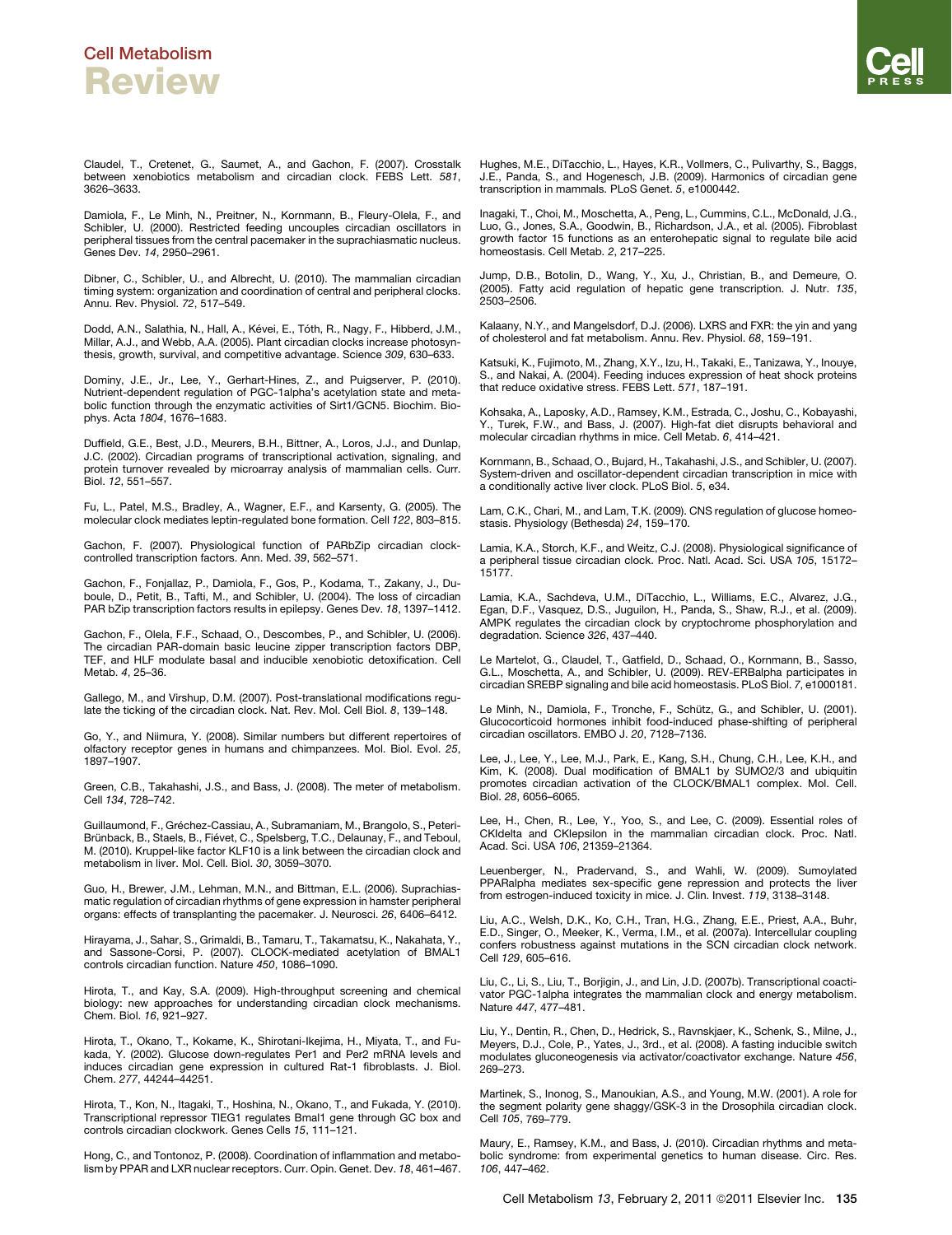Claudel, T., Cretenet, G., Saumet, A., and Gachon, F. (2007). Crosstalk between xenobiotics metabolism and circadian clock. FEBS Lett. *581*, 3626–3633.

Damiola, F., Le Minh, N., Preitner, N., Kornmann, B., Fleury-Olela, F., and Schibler, U. (2000). Restricted feeding uncouples circadian oscillators in peripheral tissues from the central pacemaker in the suprachiasmatic nucleus. Genes Dev. *14*, 2950–2961.

Dibner, C., Schibler, U., and Albrecht, U. (2010). The mammalian circadian timing system: organization and coordination of central and peripheral clocks. Annu. Rev. Physiol. *72*, 517–549.

Dodd, A.N., Salathia, N., Hall, A., Kévei, E., Tóth, R., Nagy, F., Hibberd, J.M., Millar, A.J., and Webb, A.A. (2005). Plant circadian clocks increase photosynthesis, growth, survival, and competitive advantage. Science *309*, 630–633.

Dominy, J.E., Jr., Lee, Y., Gerhart-Hines, Z., and Puigserver, P. (2010). Nutrient-dependent regulation of PGC-1alpha's acetylation state and metabolic function through the enzymatic activities of Sirt1/GCN5. Biochim. Biophys. Acta *1804*, 1676–1683.

Duffield, G.E., Best, J.D., Meurers, B.H., Bittner, A., Loros, J.J., and Dunlap, J.C. (2002). Circadian programs of transcriptional activation, signaling, and protein turnover revealed by microarray analysis of mammalian cells. Curr. Biol. *12*, 551–557.

Fu, L., Patel, M.S., Bradley, A., Wagner, E.F., and Karsenty, G. (2005). The molecular clock mediates leptin-regulated bone formation. Cell *122*, 803–815.

Gachon, F. (2007). Physiological function of PARbZip circadian clock-controlled transcription factors. Ann. Med. *39*, 562–571.

Gachon, F., Fonjallaz, P., Damiola, F., Gos, P., Kodama, T., Zakany, J., Duboule, D., Petit, B., Tafti, M., and Schibler, U. (2004). The loss of circadian PAR bZip transcription factors results in epilepsy. Genes Dev. *18*, 1397–1412.

Gachon, F., Olela, F.F., Schaad, O., Descombes, P., and Schibler, U. (2006). The circadian PAR-domain basic leucine zipper transcription factors DBP, TEF, and HLF modulate basal and inducible xenobiotic detoxification. Cell Metab. *4*, 25–36.

Gallego, M., and Virshup, D.M. (2007). Post-translational modifications regulate the ticking of the circadian clock. Nat. Rev. Mol. Cell Biol. *8*, 139–148.

Go, Y., and Niimura, Y. (2008). Similar numbers but different repertoires of olfactory receptor genes in humans and chimpanzees. Mol. Biol. Evol. *25*, 1897–1907.

Green, C.B., Takahashi, J.S., and Bass, J. (2008). The meter of metabolism. Cell *134*, 728–742.

Guillaumond, F., Gréchez-Cassiau, A., Subramaniam, M., Brangolo, S., Peteri-Brünback, B., Staels, B., Fiévet, C., Spelsberg, T.C., Delaunay, F., and Teboul, M. (2010). Kruppel-like factor KLF10 is a link between the circadian clock and metabolism in liver. Mol. Cell. Biol. *30*, 3059–3070.

Guo, H., Brewer, J.M., Lehman, M.N., and Bittman, E.L. (2006). Suprachiasmatic regulation of circadian rhythms of gene expression in hamster peripheral organs: effects of transplanting the pacemaker. J. Neurosci. *26*, 6406–6412.

Hirayama, J., Sahar, S., Grimaldi, B., Tamaru, T., Takamatsu, K., Nakahata, Y., and Sassone-Corsi, P. (2007). CLOCK-mediated acetylation of BMAL1 controls circadian function. Nature *450*, 1086–1090.

Hirota, T., and Kay, S.A. (2009). High-throughput screening and chemical biology: new approaches for understanding circadian clock mechanisms. Chem. Biol. *16*, 921–927.

Hirota, T., Okano, T., Kokame, K., Shirotani-Ikejima, H., Miyata, T., and Fukada, Y. (2002). Glucose down-regulates Per1 and Per2 mRNA levels and induces circadian gene expression in cultured Rat-1 fibroblasts. J. Biol. Chem. *277*, 44244–44251.

Hirota, T., Kon, N., Itagaki, T., Hoshina, N., Okano, T., and Fukada, Y. (2010). Transcriptional repressor TIEG1 regulates Bmal1 gene through GC box and controls circadian clockwork. Genes Cells *15*, 111–121.

Hong, C., and Tontonoz, P. (2008). Coordination of inflammation and metabolism by PPAR and LXR nuclear receptors. Curr. Opin. Genet. Dev. *18*, 461–467.

Hughes, M.E., DiTacchio, L., Hayes, K.R., Vollmers, C., Pulivarthy, S., Baggs, J.E., Panda, S., and Hogenesch, J.B. (2009). Harmonics of circadian gene transcription in mammals. PLoS Genet. *5*, e1000442.

Inagaki, T., Choi, M., Moschetta, A., Peng, L., Cummins, C.L., McDonald, J.G., Luo, G., Jones, S.A., Goodwin, B., Richardson, J.A., et al. (2005). Fibroblast growth factor 15 functions as an enterohepatic signal to regulate bile acid homeostasis. Cell Metab. *2*, 217–225.

Jump, D.B., Botolin, D., Wang, Y., Xu, J., Christian, B., and Demeure, O. (2005). Fatty acid regulation of hepatic gene transcription. J. Nutr. *135*, 2503–2506.

Kalaany, N.Y., and Mangelsdorf, D.J. (2006). LXRS and FXR: the yin and yang of cholesterol and fat metabolism. Annu. Rev. Physiol. *68*, 159–191.

Katsuki, K., Fujimoto, M., Zhang, X.Y., Izu, H., Takaki, E., Tanizawa, Y., Inouye, S., and Nakai, A. (2004). Feeding induces expression of heat shock proteins that reduce oxidative stress. FEBS Lett. *571*, 187–191.

Kohsaka, A., Laposky, A.D., Ramsey, K.M., Estrada, C., Joshu, C., Kobayashi, Y., Turek, F.W., and Bass, J. (2007). High-fat diet disrupts behavioral and molecular circadian rhythms in mice. Cell Metab. *6*, 414–421.

Kornmann, B., Schaad, O., Bujard, H., Takahashi, J.S., and Schibler, U. (2007). System-driven and oscillator-dependent circadian transcription in mice with a conditionally active liver clock. PLoS Biol. *5*, e34.

Lam, C.K., Chari, M., and Lam, T.K. (2009). CNS regulation of glucose homeostasis. Physiology (Bethesda) *24*, 159–170.

Lamia, K.A., Storch, K.F., and Weitz, C.J. (2008). Physiological significance of a peripheral tissue circadian clock. Proc. Natl. Acad. Sci. USA *105*, 15172–15177.

Lamia, K.A., Sachdeva, U.M., DiTacchio, L., Williams, E.C., Alvarez, J.G., Egan, D.F., Vasquez, D.S., Juguilon, H., Panda, S., Shaw, R.J., et al. (2009). AMPK regulates the circadian clock by cryptochrome phosphorylation and degradation. Science *326*, 437–440.

Le Martelot, G., Claudel, T., Gatfield, D., Schaad, O., Kornmann, B., Sasso, G.L., Moschetta, A., and Schibler, U. (2009). REV-ERBalpha participates in circadian SREBP signaling and bile acid homeostasis. PLoS Biol. *7*, e1000181.

Le Minh, N., Damiola, F., Tronche, F., Schütz, G., and Schibler, U. (2001). Glucocorticoid hormones inhibit food-induced phase-shifting of peripheral circadian oscillators. EMBO J. *20*, 7128–7136.

Lee, J., Lee, Y., Lee, M.J., Park, E., Kang, S.H., Chung, C.H., Lee, K.H., and Kim, K. (2008). Dual modification of BMAL1 by SUMO2/3 and ubiquitin promotes circadian activation of the CLOCK/BMAL1 complex. Mol. Cell. Biol. *28*, 6056–6065.

Lee, H., Chen, R., Lee, Y., Yoo, S., and Lee, C. (2009). Essential roles of CKIdelta and CKIepsilon in the mammalian circadian clock. Proc. Natl. Acad. Sci. USA *106*, 21359–21364.

Leuenberger, N., Pradervand, S., and Wahli, W. (2009). Sumoylated PPARalpha mediates sex-specific gene repression and protects the liver from estrogen-induced toxicity in mice. J. Clin. Invest. *119*, 3138–3148.

Liu, A.C., Welsh, D.K., Ko, C.H., Tran, H.G., Zhang, E.E., Priest, A.A., Buhr, E.D., Singer, O., Meeker, K., Verma, I.M., et al. (2007a). Intercellular coupling confers robustness against mutations in the SCN circadian clock network. Cell *129*, 605–616.

Liu, C., Li, S., Liu, T., Borjigin, J., and Lin, J.D. (2007b). Transcriptional coactivator PGC-1alpha integrates the mammalian clock and energy metabolism. Nature *447*, 477–481.

Liu, Y., Dentin, R., Chen, D., Hedrick, S., Ravnskjaer, K., Schenk, S., Milne, J., Meyers, D.J., Cole, P., Yates, J., 3rd., et al. (2008). A fasting inducible switch modulates gluconeogenesis via activator/coactivator exchange. Nature *456*, 269–273.

Martinek, S., Inonog, S., Manoukian, A.S., and Young, M.W. (2001). A role for the segment polarity gene shaggy/GSK-3 in the Drosophila circadian clock. Cell *105*, 769–779.

Maury, E., Ramsey, K.M., and Bass, J. (2010). Circadian rhythms and metabolic syndrome: from experimental genetics to human disease. Circ. Res. *106*, 447–462.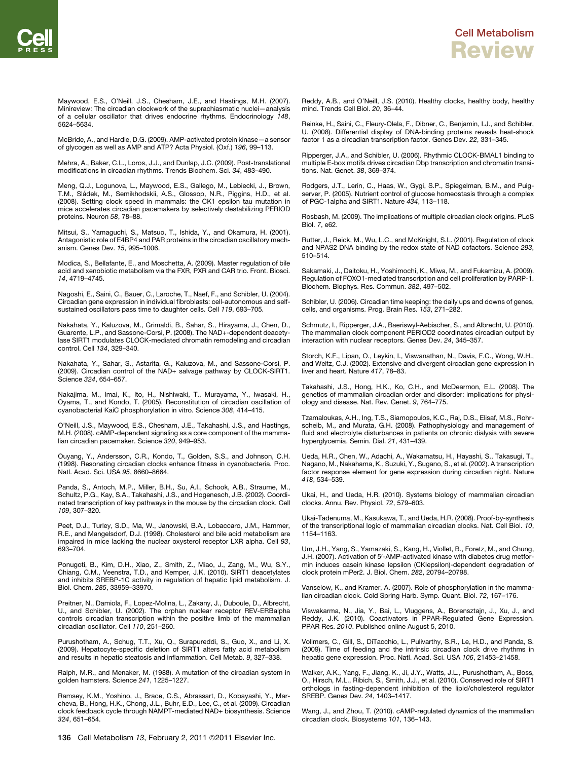Maywood, E.S., O'Neill, J.S., Chesham, J.E., and Hastings, M.H. (2007). Minireview: The circadian clockwork of the suprachiasmatic nuclei—analysis of a cellular oscillator that drives endocrine rhythms. Endocrinology *148*, 5624–5634.

McBride, A., and Hardie, D.G. (2009). AMP-activated protein kinase—a sensor of glycogen as well as AMP and ATP? Acta Physiol. (Oxf.) *196*, 99–113.

Mehra, A., Baker, C.L., Loros, J.J., and Dunlap, J.C. (2009). Post-translational modifications in circadian rhythms. Trends Biochem. Sci. *34*, 483–490.

Meng, Q.J., Logunova, L., Maywood, E.S., Gallego, M., Lebiecki, J., Brown, T.M., Sládek, M., Semikhodskii, A.S., Glossop, N.R., Piggins, H.D., et al. (2008). Setting clock speed in mammals: the CK1 epsilon tau mutation in mice accelerates circadian pacemakers by selectively destabilizing PERIOD proteins. Neuron *58*, 78–88.

Mitsui, S., Yamaguchi, S., Matsuo, T., Ishida, Y., and Okamura, H. (2001). Antagonistic role of E4BP4 and PAR proteins in the circadian oscillatory mechanism. Genes Dev. *15*, 995–1006.

Modica, S., Bellafante, E., and Moschetta, A. (2009). Master regulation of bile acid and xenobiotic metabolism via the FXR, PXR and CAR trio. Front. Biosci. *14*, 4719–4745.

Nagoshi, E., Saini, C., Bauer, C., Laroche, T., Naef, F., and Schibler, U. (2004). Circadian gene expression in individual fibroblasts: cell-autonomous and self-sustained oscillators pass time to daughter cells. Cell *119*, 693–705.

Nakahata, Y., Kaluzova, M., Grimaldi, B., Sahar, S., Hirayama, J., Chen, D., Guarente, L.P., and Sassone-Corsi, P. (2008). The NAD+-dependent deacetylase SIRT1 modulates CLOCK-mediated chromatin remodeling and circadian control. Cell *134*, 329–340.

Nakahata, Y., Sahar, S., Astarita, G., Kaluzova, M., and Sassone-Corsi, P. (2009). Circadian control of the NAD+ salvage pathway by CLOCK-SIRT1. Science *324*, 654–657.

Nakajima, M., Imai, K., Ito, H., Nishiwaki, T., Murayama, Y., Iwasaki, H., Oyama, T., and Kondo, T. (2005). Reconstitution of circadian oscillation of cyanobacterial KaiC phosphorylation in vitro. Science *308*, 414–415.

O'Neill, J.S., Maywood, E.S., Chesham, J.E., Takahashi, J.S., and Hastings, M.H. (2008). cAMP-dependent signaling as a core component of the mammalian circadian pacemaker. Science *320*, 949–953.

Ouyang, Y., Andersson, C.R., Kondo, T., Golden, S.S., and Johnson, C.H. (1998). Resonating circadian clocks enhance fitness in cyanobacteria. Proc. Natl. Acad. Sci. USA *95*, 8660–8664.

Panda, S., Antoch, M.P., Miller, B.H., Su, A.I., Schook, A.B., Straume, M., Schultz, P.G., Kay, S.A., Takahashi, J.S., and Hogenesch, J.B. (2002). Coordinated transcription of key pathways in the mouse by the circadian clock. Cell *109*, 307–320.

Peet, D.J., Turley, S.D., Ma, W., Janowski, B.A., Lobaccaro, J.M., Hammer, R.E., and Mangelsdorf, D.J. (1998). Cholesterol and bile acid metabolism are impaired in mice lacking the nuclear oxysterol receptor LXR alpha. Cell *93*, 693–704.

Ponugoti, B., Kim, D.H., Xiao, Z., Smith, Z., Miao, J., Zang, M., Wu, S.Y., Chiang, C.M., Veenstra, T.D., and Kemper, J.K. (2010). SIRT1 deacetylates and inhibits SREBP-1C activity in regulation of hepatic lipid metabolism. J. Biol. Chem. *285*, 33959–33970.

Preitner, N., Damiola, F., Lopez-Molina, L., Zakany, J., Duboule, D., Albrecht, U., and Schibler, U. (2002). The orphan nuclear receptor REV-ERBalpha controls circadian transcription within the positive limb of the mammalian circadian oscillator. Cell *110*, 251–260.

Purushotham, A., Schug, T.T., Xu, Q., Surapureddi, S., Guo, X., and Li, X. (2009). Hepatocyte-specific deletion of SIRT1 alters fatty acid metabolism and results in hepatic steatosis and inflammation. Cell Metab. *9*, 327–338.

Ralph, M.R., and Menaker, M. (1988). A mutation of the circadian system in golden hamsters. Science *241*, 1225–1227.

Ramsey, K.M., Yoshino, J., Brace, C.S., Abrassart, D., Kobayashi, Y., Marcheva, B., Hong, H.K., Chong, J.L., Buhr, E.D., Lee, C., et al. (2009). Circadian clock feedback cycle through NAMPT-mediated NAD+ biosynthesis. Science *324*, 651–654.

Reddy, A.B., and O'Neill, J.S. (2010). Healthy clocks, healthy body, healthy mind. Trends Cell Biol. *20*, 36–44.

Reinke, H., Saini, C., Fleury-Olela, F., Dibner, C., Benjamin, I.J., and Schibler, U. (2008). Differential display of DNA-binding proteins reveals heat-shock factor 1 as a circadian transcription factor. Genes Dev. *22*, 331–345.

Ripperger, J.A., and Schibler, U. (2006). Rhythmic CLOCK-BMAL1 binding to multiple E-box motifs drives circadian Dbp transcription and chromatin transitions. Nat. Genet. *38*, 369–374.

Rodgers, J.T., Lerin, C., Haas, W., Gygi, S.P., Spiegelman, B.M., and Puigserver, P. (2005). Nutrient control of glucose homeostasis through a complex of PGC-1alpha and SIRT1. Nature *434*, 113–118.

Rosbash, M. (2009). The implications of multiple circadian clock origins. PLoS Biol. *7*, e62.

Rutter, J., Reick, M., Wu, L.C., and McKnight, S.L. (2001). Regulation of clock and NPAS2 DNA binding by the redox state of NAD cofactors. Science *293*, 510–514.

Sakamaki, J., Daitoku, H., Yoshimochi, K., Miwa, M., and Fukamizu, A. (2009). Regulation of FOXO1-mediated transcription and cell proliferation by PARP-1. Biochem. Biophys. Res. Commun. *382*, 497–502.

Schibler, U. (2006). Circadian time keeping: the daily ups and downs of genes, cells, and organisms. Prog. Brain Res. *153*, 271–282.

Schmutz, I., Ripperger, J.A., Baeriswyl-Aebischer, S., and Albrecht, U. (2010). The mammalian clock component PERIOD2 coordinates circadian output by interaction with nuclear receptors. Genes Dev. *24*, 345–357.

Storch, K.F., Lipan, O., Leykin, I., Viswanathan, N., Davis, F.C., Wong, W.H., and Weitz, C.J. (2002). Extensive and divergent circadian gene expression in liver and heart. Nature *417*, 78–83.

Takahashi, J.S., Hong, H.K., Ko, C.H., and McDearmon, E.L. (2008). The genetics of mammalian circadian order and disorder: implications for physiology and disease. Nat. Rev. Genet. *9*, 764–775.

Tzamaloukas, A.H., Ing, T.S., Siamopoulos, K.C., Raj, D.S., Elisaf, M.S., Rohrscheib, M., and Murata, G.H. (2008). Pathophysiology and management of fluid and electrolyte disturbances in patients on chronic dialysis with severe hyperglycemia. Semin. Dial. *21*, 431–439.

Ueda, H.R., Chen, W., Adachi, A., Wakamatsu, H., Hayashi, S., Takasugi, T., Nagano, M., Nakahama, K., Suzuki, Y., Sugano, S., et al. (2002). A transcription factor response element for gene expression during circadian night. Nature *418*, 534–539.

Ukai, H., and Ueda, H.R. (2010). Systems biology of mammalian circadian clocks. Annu. Rev. Physiol. *72*, 579–603.

Ukai-Tadenuma, M., Kasukawa, T., and Ueda, H.R. (2008). Proof-by-synthesis of the transcriptional logic of mammalian circadian clocks. Nat. Cell Biol. *10*, 1154–1163.

Um, J.H., Yang, S., Yamazaki, S., Kang, H., Viollet, B., Foretz, M., and Chung, J.H. (2007). Activation of 5′-AMP-activated kinase with diabetes drug metformin induces casein kinase Iepsilon (CKIepsilon)-dependent degradation of clock protein mPer2. J. Biol. Chem. *282*, 20794–20798.

Vanselow, K., and Kramer, A. (2007). Role of phosphorylation in the mammalian circadian clock. Cold Spring Harb. Symp. Quant. Biol. *72*, 167–176.

Viswakarma, N., Jia, Y., Bai, L., Vluggens, A., Borensztajn, J., Xu, J., and Reddy, J.K. (2010). Coactivators in PPAR-Regulated Gene Expression. PPAR Res. *2010*. Published online August 5, 2010.

Vollmers, C., Gill, S., DiTacchio, L., Pulivarthy, S.R., Le, H.D., and Panda, S. (2009). Time of feeding and the intrinsic circadian clock drive rhythms in hepatic gene expression. Proc. Natl. Acad. Sci. USA *106*, 21453–21458.

Walker, A.K., Yang, F., Jiang, K., Ji, J.Y., Watts, J.L., Purushotham, A., Boss, O., Hirsch, M.L., Ribich, S., Smith, J.J., et al. (2010). Conserved role of SIRT1 orthologs in fasting-dependent inhibition of the lipid/cholesterol regulator SREBP. Genes Dev. *24*, 1403–1417.

Wang, J., and Zhou, T. (2010). cAMP-regulated dynamics of the mammalian circadian clock. Biosystems *101*, 136–143.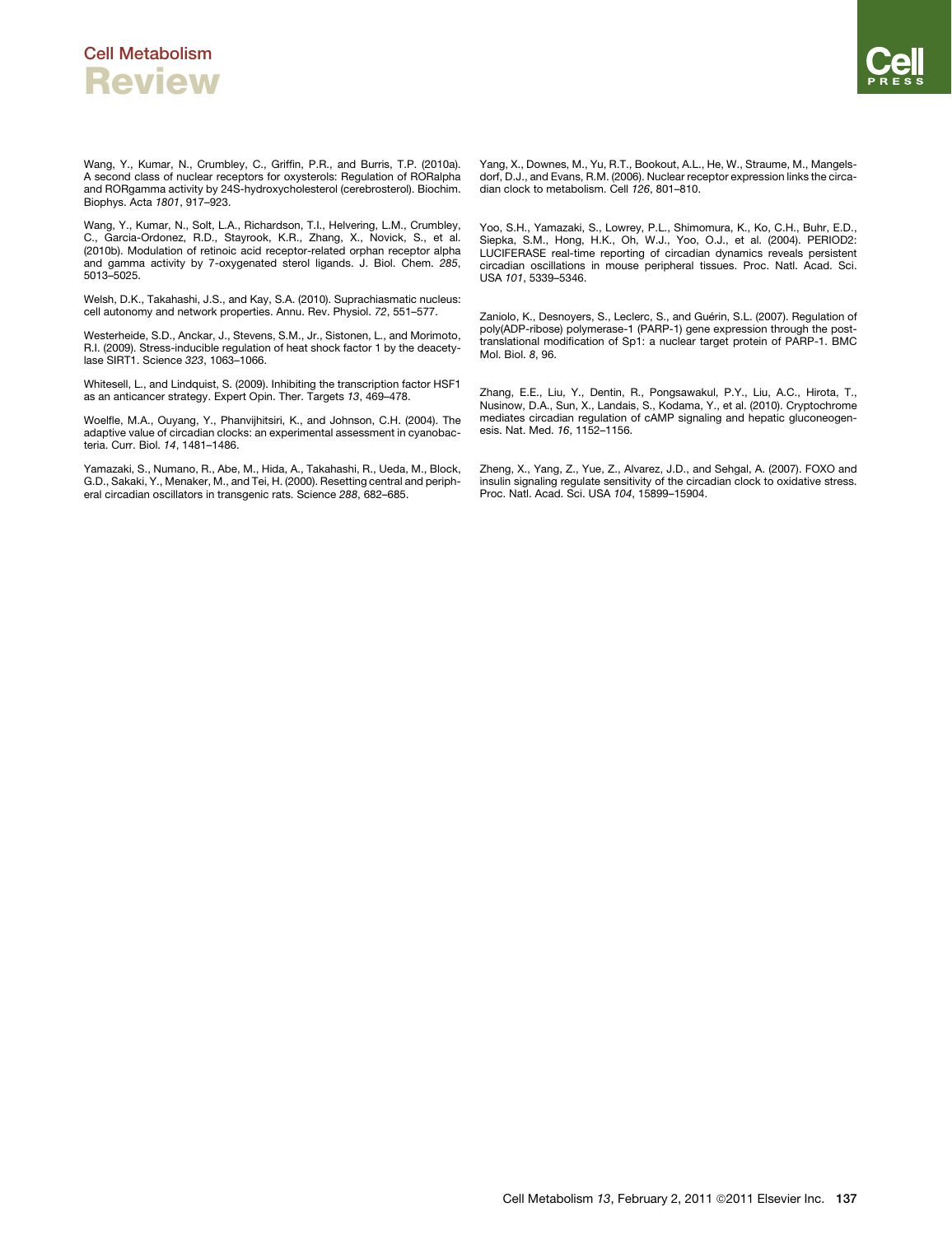Wang, Y., Kumar, N., Crumbley, C., Griffin, P.R., and Burris, T.P. (2010a). A second class of nuclear receptors for oxysterols: Regulation of RORalpha and RORgamma activity by 24S-hydroxycholesterol (cerebrosterol). Biochim. Biophys. Acta *1801*, 917–923.

Wang, Y., Kumar, N., Solt, L.A., Richardson, T.I., Helvering, L.M., Crumbley, C., Garcia-Ordonez, R.D., Stayrook, K.R., Zhang, X., Novick, S., et al. (2010b). Modulation of retinoic acid receptor-related orphan receptor alpha and gamma activity by 7-oxygenated sterol ligands. J. Biol. Chem. *285*, 5013–5025.

Welsh, D.K., Takahashi, J.S., and Kay, S.A. (2010). Suprachiasmatic nucleus: cell autonomy and network properties. Annu. Rev. Physiol. *72*, 551–577.

Westerheide, S.D., Anckar, J., Stevens, S.M., Jr., Sistonen, L., and Morimoto, R.I. (2009). Stress-inducible regulation of heat shock factor 1 by the deacetylase SIRT1. Science *323*, 1063–1066.

Whitesell, L., and Lindquist, S. (2009). Inhibiting the transcription factor HSF1 as an anticancer strategy. Expert Opin. Ther. Targets *13*, 469–478.

Woelfle, M.A., Ouyang, Y., Phanvijhitsiri, K., and Johnson, C.H. (2004). The adaptive value of circadian clocks: an experimental assessment in cyanobacteria. Curr. Biol. *14*, 1481–1486.

Yamazaki, S., Numano, R., Abe, M., Hida, A., Takahashi, R., Ueda, M., Block, G.D., Sakaki, Y., Menaker, M., and Tei, H. (2000). Resetting central and peripheral circadian oscillators in transgenic rats. Science *288*, 682–685.

Yang, X., Downes, M., Yu, R.T., Bookout, A.L., He, W., Straume, M., Mangelsdorf, D.J., and Evans, R.M. (2006). Nuclear receptor expression links the circadian clock to metabolism. Cell *126*, 801–810.

Yoo, S.H., Yamazaki, S., Lowrey, P.L., Shimomura, K., Ko, C.H., Buhr, E.D., Siepka, S.M., Hong, H.K., Oh, W.J., Yoo, O.J., et al. (2004). PERIOD2::LUCIFERASE real-time reporting of circadian dynamics reveals persistent circadian oscillations in mouse peripheral tissues. Proc. Natl. Acad. Sci. USA *101*, 5339–5346.

Zaniolo, K., Desnoyers, S., Leclerc, S., and Guérin, S.L. (2007). Regulation of poly(ADP-ribose) polymerase-1 (PARP-1) gene expression through the post-translational modification of Sp1: a nuclear target protein of PARP-1. BMC Mol. Biol. *8*, 96.

Zhang, E.E., Liu, Y., Dentin, R., Pongsawakul, P.Y., Liu, A.C., Hirota, T., Nusinow, D.A., Sun, X., Landais, S., Kodama, Y., et al. (2010). Cryptochrome mediates circadian regulation of cAMP signaling and hepatic gluconeogenesis. Nat. Med. *16*, 1152–1156.

Zheng, X., Yang, Z., Yue, Z., Alvarez, J.D., and Sehgal, A. (2007). FOXO and insulin signaling regulate sensitivity of the circadian clock to oxidative stress. Proc. Natl. Acad. Sci. USA *104*, 15899–15904.